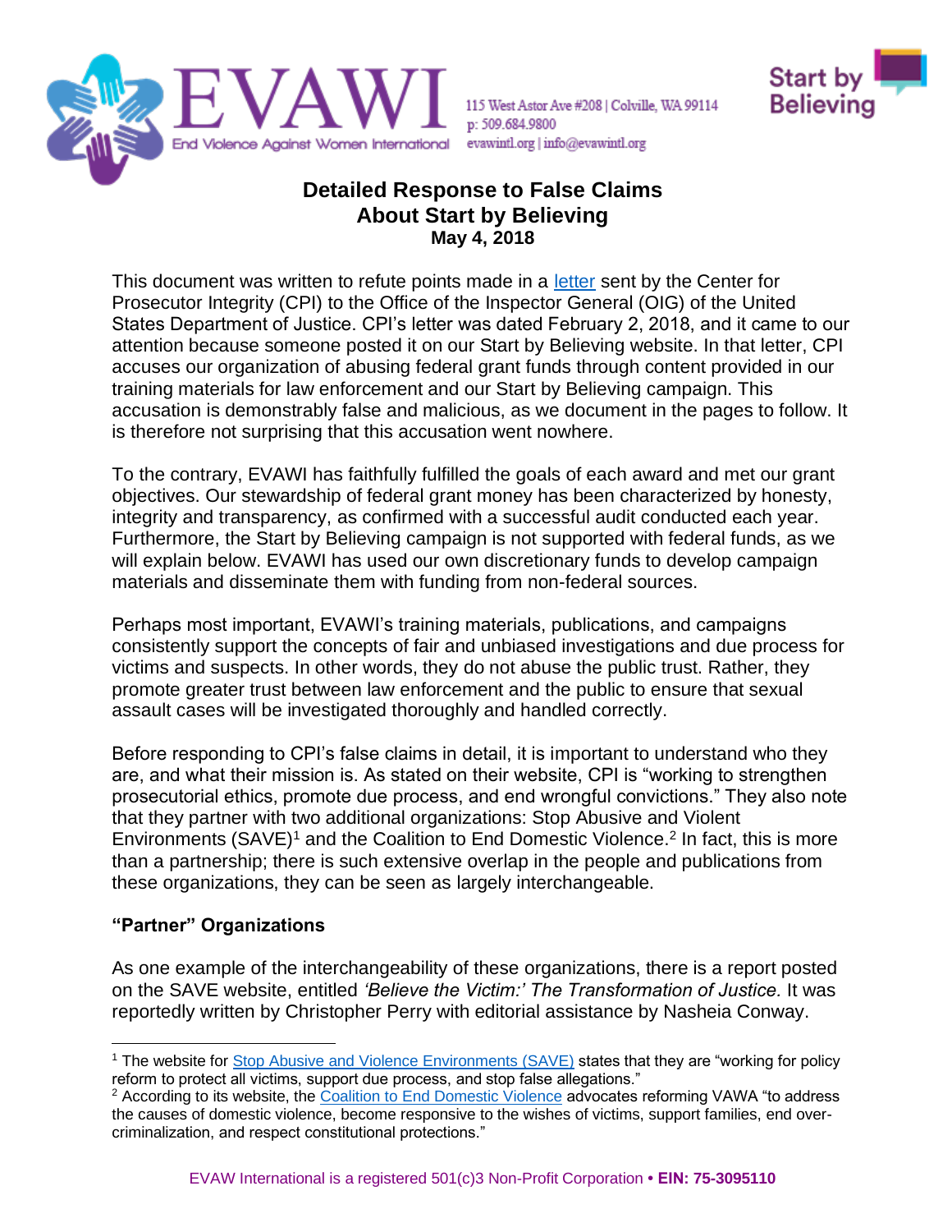EVAWI — End Violence Against Women International

115 West Astor Ave #208 | Colville, WA 99114
p: 509.684.9800
evawintl.org | info@evawintl.org

Start by Believing

# Detailed Response to False Claims About Start by Believing

**May 4, 2018**

This document was written to refute points made in a letter sent by the Center for Prosecutor Integrity (CPI) to the Office of the Inspector General (OIG) of the United States Department of Justice. CPI's letter was dated February 2, 2018, and it came to our attention because someone posted it on our Start by Believing website. In that letter, CPI accuses our organization of abusing federal grant funds through content provided in our training materials for law enforcement and our Start by Believing campaign. This accusation is demonstrably false and malicious, as we document in the pages to follow. It is therefore not surprising that this accusation went nowhere.

To the contrary, EVAWI has faithfully fulfilled the goals of each award and met our grant objectives. Our stewardship of federal grant money has been characterized by honesty, integrity and transparency, as confirmed with a successful audit conducted each year. Furthermore, the Start by Believing campaign is not supported with federal funds, as we will explain below. EVAWI has used our own discretionary funds to develop campaign materials and disseminate them with funding from non-federal sources.

Perhaps most important, EVAWI's training materials, publications, and campaigns consistently support the concepts of fair and unbiased investigations and due process for victims and suspects. In other words, they do not abuse the public trust. Rather, they promote greater trust between law enforcement and the public to ensure that sexual assault cases will be investigated thoroughly and handled correctly.

Before responding to CPI's false claims in detail, it is important to understand who they are, and what their mission is. As stated on their website, CPI is "working to strengthen prosecutorial ethics, promote due process, and end wrongful convictions." They also note that they partner with two additional organizations: Stop Abusive and Violent Environments (SAVE)[1] and the Coalition to End Domestic Violence.[2] In fact, this is more than a partnership; there is such extensive overlap in the people and publications from these organizations, they can be seen as largely interchangeable.

### "Partner" Organizations

As one example of the interchangeability of these organizations, there is a report posted on the SAVE website, entitled *'Believe the Victim:' The Transformation of Justice.* It was reportedly written by Christopher Perry with editorial assistance by Nasheia Conway.

---

[1] The website for Stop Abusive and Violence Environments (SAVE) states that they are "working for policy reform to protect all victims, support due process, and stop false allegations."

[2] According to its website, the Coalition to End Domestic Violence advocates reforming VAWA "to address the causes of domestic violence, become responsive to the wishes of victims, support families, end over-criminalization, and respect constitutional protections."

EVAW International is a registered 501(c)3 Non-Profit Corporation • **EIN: 75-3095110**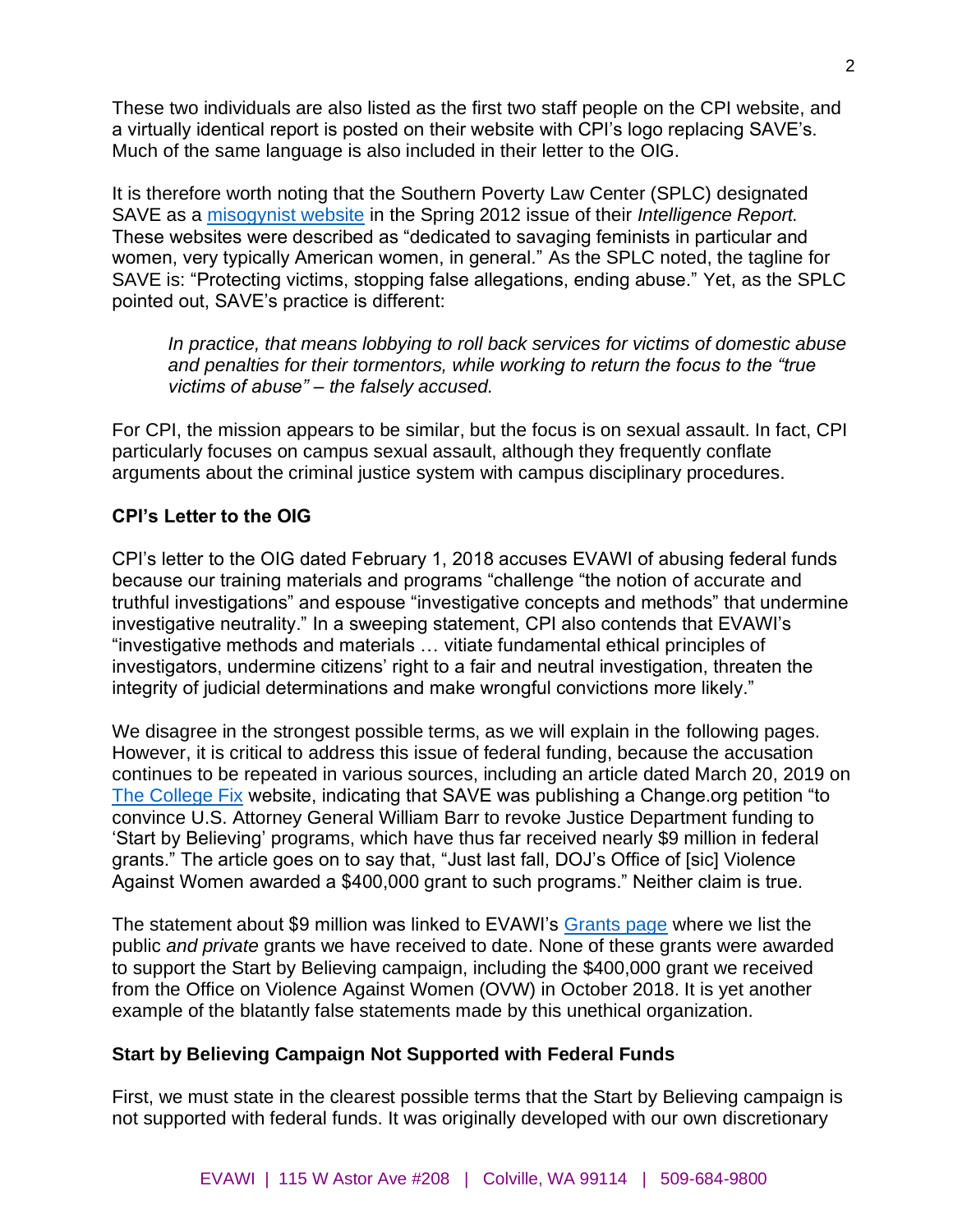These two individuals are also listed as the first two staff people on the CPI website, and a virtually identical report is posted on their website with CPI's logo replacing SAVE's. Much of the same language is also included in their letter to the OIG.

It is therefore worth noting that the Southern Poverty Law Center (SPLC) designated SAVE as a misogynist website in the Spring 2012 issue of their *Intelligence Report.* These websites were described as "dedicated to savaging feminists in particular and women, very typically American women, in general." As the SPLC noted, the tagline for SAVE is: "Protecting victims, stopping false allegations, ending abuse." Yet, as the SPLC pointed out, SAVE's practice is different:

> *In practice, that means lobbying to roll back services for victims of domestic abuse and penalties for their tormentors, while working to return the focus to the "true victims of abuse" – the falsely accused.*

For CPI, the mission appears to be similar, but the focus is on sexual assault. In fact, CPI particularly focuses on campus sexual assault, although they frequently conflate arguments about the criminal justice system with campus disciplinary procedures.

### CPI's Letter to the OIG

CPI's letter to the OIG dated February 1, 2018 accuses EVAWI of abusing federal funds because our training materials and programs "challenge "the notion of accurate and truthful investigations" and espouse "investigative concepts and methods" that undermine investigative neutrality." In a sweeping statement, CPI also contends that EVAWI's "investigative methods and materials … vitiate fundamental ethical principles of investigators, undermine citizens' right to a fair and neutral investigation, threaten the integrity of judicial determinations and make wrongful convictions more likely."

We disagree in the strongest possible terms, as we will explain in the following pages. However, it is critical to address this issue of federal funding, because the accusation continues to be repeated in various sources, including an article dated March 20, 2019 on The College Fix website, indicating that SAVE was publishing a Change.org petition "to convince U.S. Attorney General William Barr to revoke Justice Department funding to 'Start by Believing' programs, which have thus far received nearly $9 million in federal grants." The article goes on to say that, "Just last fall, DOJ's Office of [sic] Violence Against Women awarded a $400,000 grant to such programs." Neither claim is true.

The statement about $9 million was linked to EVAWI's Grants page where we list the public *and private* grants we have received to date. None of these grants were awarded to support the Start by Believing campaign, including the $400,000 grant we received from the Office on Violence Against Women (OVW) in October 2018. It is yet another example of the blatantly false statements made by this unethical organization.

### Start by Believing Campaign Not Supported with Federal Funds

First, we must state in the clearest possible terms that the Start by Believing campaign is not supported with federal funds. It was originally developed with our own discretionary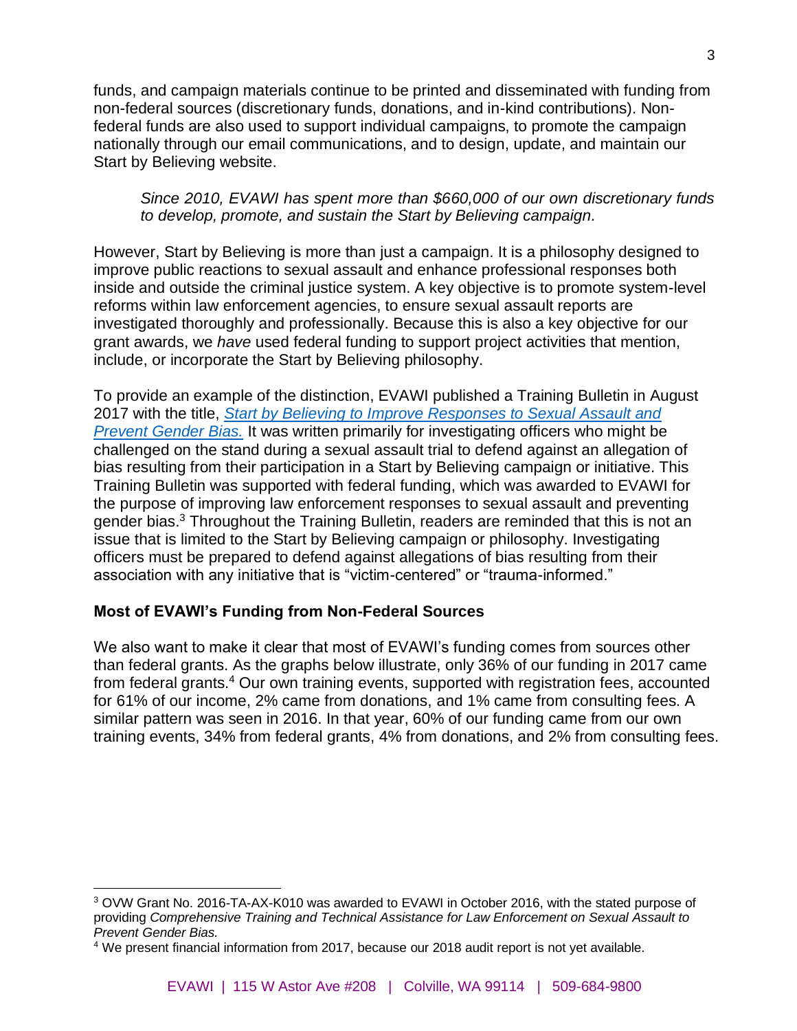funds, and campaign materials continue to be printed and disseminated with funding from non-federal sources (discretionary funds, donations, and in-kind contributions). Non-federal funds are also used to support individual campaigns, to promote the campaign nationally through our email communications, and to design, update, and maintain our Start by Believing website.

> *Since 2010, EVAWI has spent more than $660,000 of our own discretionary funds to develop, promote, and sustain the Start by Believing campaign.*

However, Start by Believing is more than just a campaign. It is a philosophy designed to improve public reactions to sexual assault and enhance professional responses both inside and outside the criminal justice system. A key objective is to promote system-level reforms within law enforcement agencies, to ensure sexual assault reports are investigated thoroughly and professionally. Because this is also a key objective for our grant awards, we *have* used federal funding to support project activities that mention, include, or incorporate the Start by Believing philosophy.

To provide an example of the distinction, EVAWI published a Training Bulletin in August 2017 with the title, *Start by Believing to Improve Responses to Sexual Assault and Prevent Gender Bias.* It was written primarily for investigating officers who might be challenged on the stand during a sexual assault trial to defend against an allegation of bias resulting from their participation in a Start by Believing campaign or initiative. This Training Bulletin was supported with federal funding, which was awarded to EVAWI for the purpose of improving law enforcement responses to sexual assault and preventing gender bias.[3] Throughout the Training Bulletin, readers are reminded that this is not an issue that is limited to the Start by Believing campaign or philosophy. Investigating officers must be prepared to defend against allegations of bias resulting from their association with any initiative that is "victim-centered" or "trauma-informed."

**Most of EVAWI's Funding from Non-Federal Sources**

We also want to make it clear that most of EVAWI's funding comes from sources other than federal grants. As the graphs below illustrate, only 36% of our funding in 2017 came from federal grants.[4] Our own training events, supported with registration fees, accounted for 61% of our income, 2% came from donations, and 1% came from consulting fees. A similar pattern was seen in 2016. In that year, 60% of our funding came from our own training events, 34% from federal grants, 4% from donations, and 2% from consulting fees.

---

[3] OVW Grant No. 2016-TA-AX-K010 was awarded to EVAWI in October 2016, with the stated purpose of providing *Comprehensive Training and Technical Assistance for Law Enforcement on Sexual Assault to Prevent Gender Bias.*

[4] We present financial information from 2017, because our 2018 audit report is not yet available.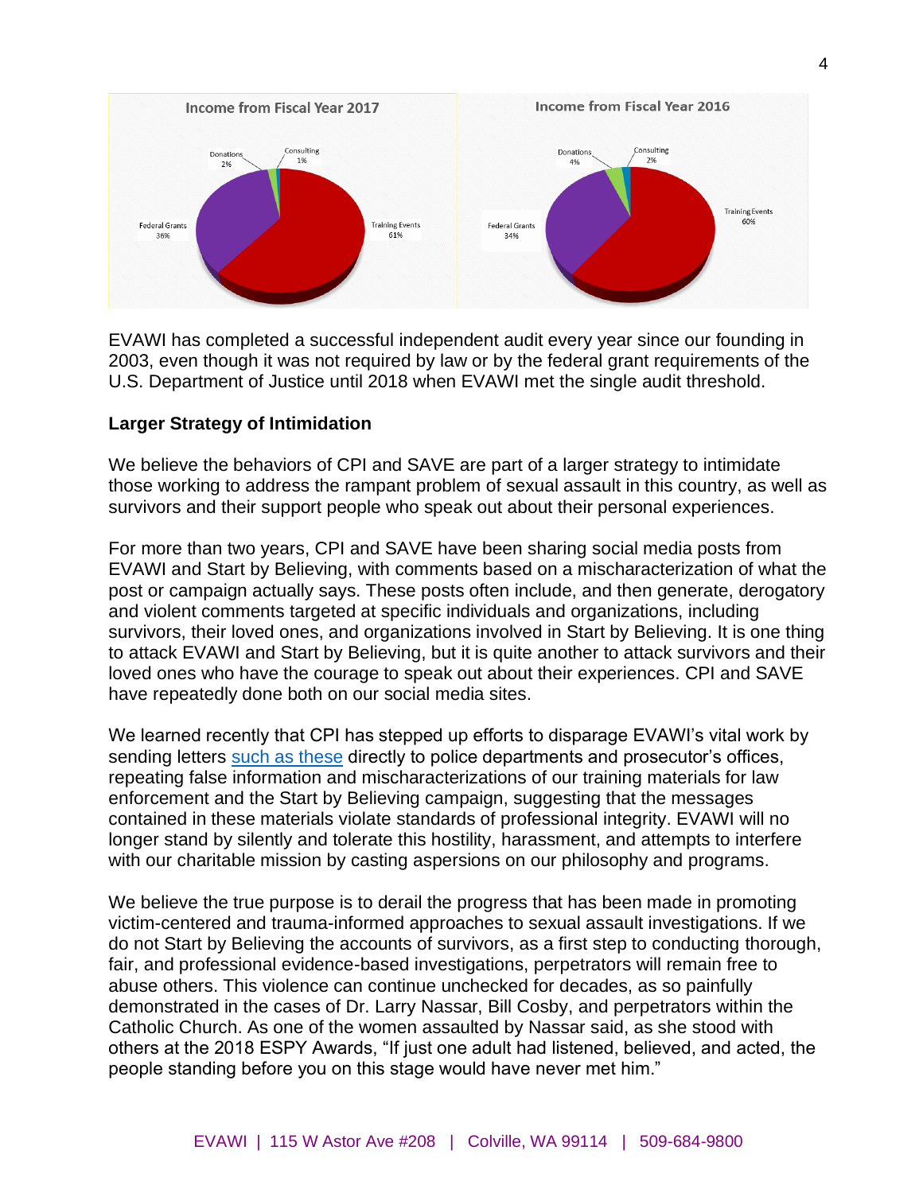Income from Fiscal Year 2017

Donations 2%
Consulting 1%
Federal Grants 36%
Training Events 61%

Income from Fiscal Year 2016

Donations 4%
Consulting 2%
Federal Grants 34%
Training Events 60%

EVAWI has completed a successful independent audit every year since our founding in 2003, even though it was not required by law or by the federal grant requirements of the U.S. Department of Justice until 2018 when EVAWI met the single audit threshold.

**Larger Strategy of Intimidation**

We believe the behaviors of CPI and SAVE are part of a larger strategy to intimidate those working to address the rampant problem of sexual assault in this country, as well as survivors and their support people who speak out about their personal experiences.

For more than two years, CPI and SAVE have been sharing social media posts from EVAWI and Start by Believing, with comments based on a mischaracterization of what the post or campaign actually says. These posts often include, and then generate, derogatory and violent comments targeted at specific individuals and organizations, including survivors, their loved ones, and organizations involved in Start by Believing. It is one thing to attack EVAWI and Start by Believing, but it is quite another to attack survivors and their loved ones who have the courage to speak out about their experiences. CPI and SAVE have repeatedly done both on our social media sites.

We learned recently that CPI has stepped up efforts to disparage EVAWI's vital work by sending letters such as these directly to police departments and prosecutor's offices, repeating false information and mischaracterizations of our training materials for law enforcement and the Start by Believing campaign, suggesting that the messages contained in these materials violate standards of professional integrity. EVAWI will no longer stand by silently and tolerate this hostility, harassment, and attempts to interfere with our charitable mission by casting aspersions on our philosophy and programs.

We believe the true purpose is to derail the progress that has been made in promoting victim-centered and trauma-informed approaches to sexual assault investigations. If we do not Start by Believing the accounts of survivors, as a first step to conducting thorough, fair, and professional evidence-based investigations, perpetrators will remain free to abuse others. This violence can continue unchecked for decades, as so painfully demonstrated in the cases of Dr. Larry Nassar, Bill Cosby, and perpetrators within the Catholic Church. As one of the women assaulted by Nassar said, as she stood with others at the 2018 ESPY Awards, "If just one adult had listened, believed, and acted, the people standing before you on this stage would have never met him."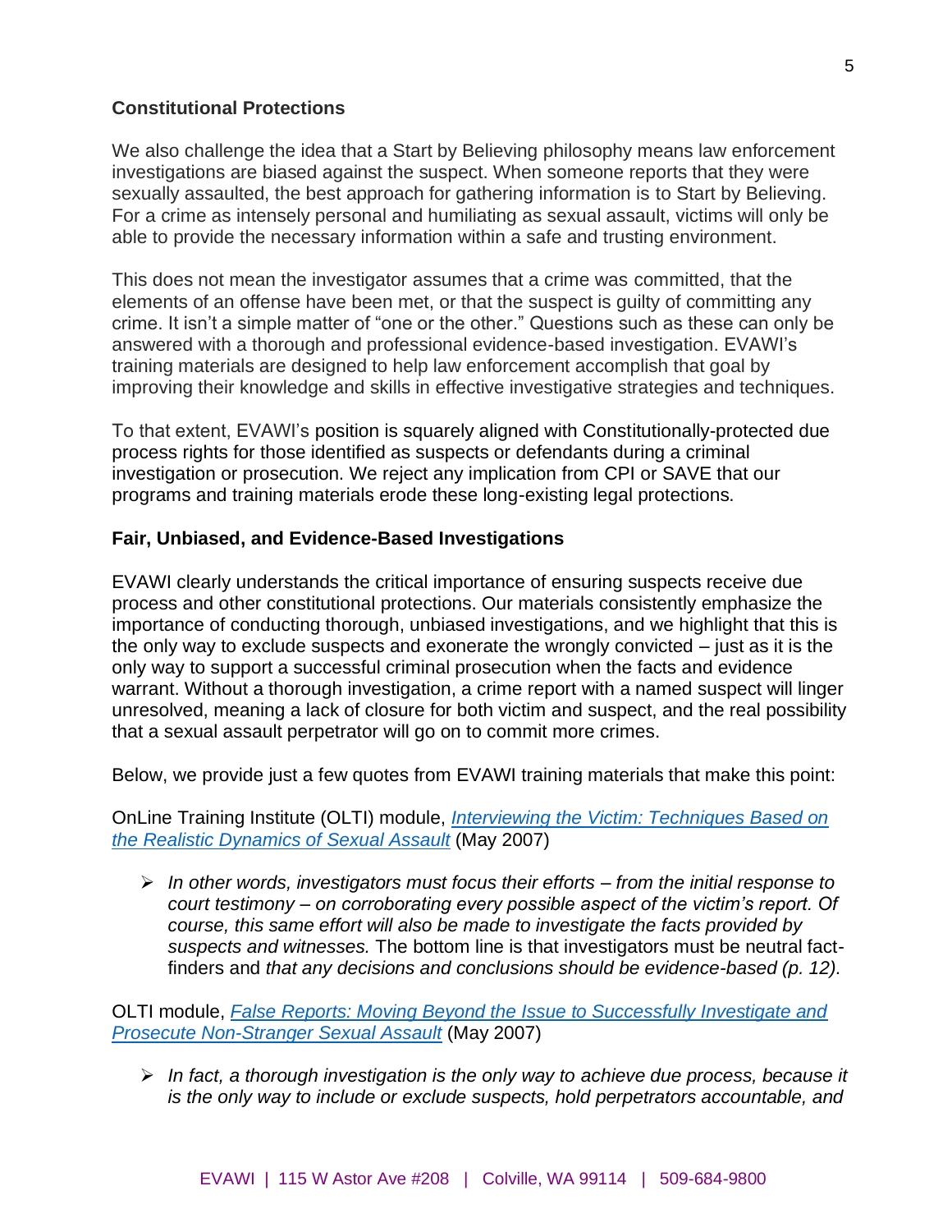## Constitutional Protections

We also challenge the idea that a Start by Believing philosophy means law enforcement investigations are biased against the suspect. When someone reports that they were sexually assaulted, the best approach for gathering information is to Start by Believing. For a crime as intensely personal and humiliating as sexual assault, victims will only be able to provide the necessary information within a safe and trusting environment.

This does not mean the investigator assumes that a crime was committed, that the elements of an offense have been met, or that the suspect is guilty of committing any crime. It isn't a simple matter of "one or the other." Questions such as these can only be answered with a thorough and professional evidence-based investigation. EVAWI's training materials are designed to help law enforcement accomplish that goal by improving their knowledge and skills in effective investigative strategies and techniques.

To that extent, EVAWI's position is squarely aligned with Constitutionally-protected due process rights for those identified as suspects or defendants during a criminal investigation or prosecution. We reject any implication from CPI or SAVE that our programs and training materials erode these long-existing legal protections.

## Fair, Unbiased, and Evidence-Based Investigations

EVAWI clearly understands the critical importance of ensuring suspects receive due process and other constitutional protections. Our materials consistently emphasize the importance of conducting thorough, unbiased investigations, and we highlight that this is the only way to exclude suspects and exonerate the wrongly convicted – just as it is the only way to support a successful criminal prosecution when the facts and evidence warrant. Without a thorough investigation, a crime report with a named suspect will linger unresolved, meaning a lack of closure for both victim and suspect, and the real possibility that a sexual assault perpetrator will go on to commit more crimes.

Below, we provide just a few quotes from EVAWI training materials that make this point:

OnLine Training Institute (OLTI) module, *Interviewing the Victim: Techniques Based on the Realistic Dynamics of Sexual Assault* (May 2007)

- *In other words, investigators must focus their efforts – from the initial response to court testimony – on corroborating every possible aspect of the victim's report. Of course, this same effort will also be made to investigate the facts provided by suspects and witnesses.* The bottom line is that investigators must be neutral fact-finders and *that any decisions and conclusions should be evidence-based (p. 12).*

OLTI module, *False Reports: Moving Beyond the Issue to Successfully Investigate and Prosecute Non-Stranger Sexual Assault* (May 2007)

- *In fact, a thorough investigation is the only way to achieve due process, because it is the only way to include or exclude suspects, hold perpetrators accountable, and*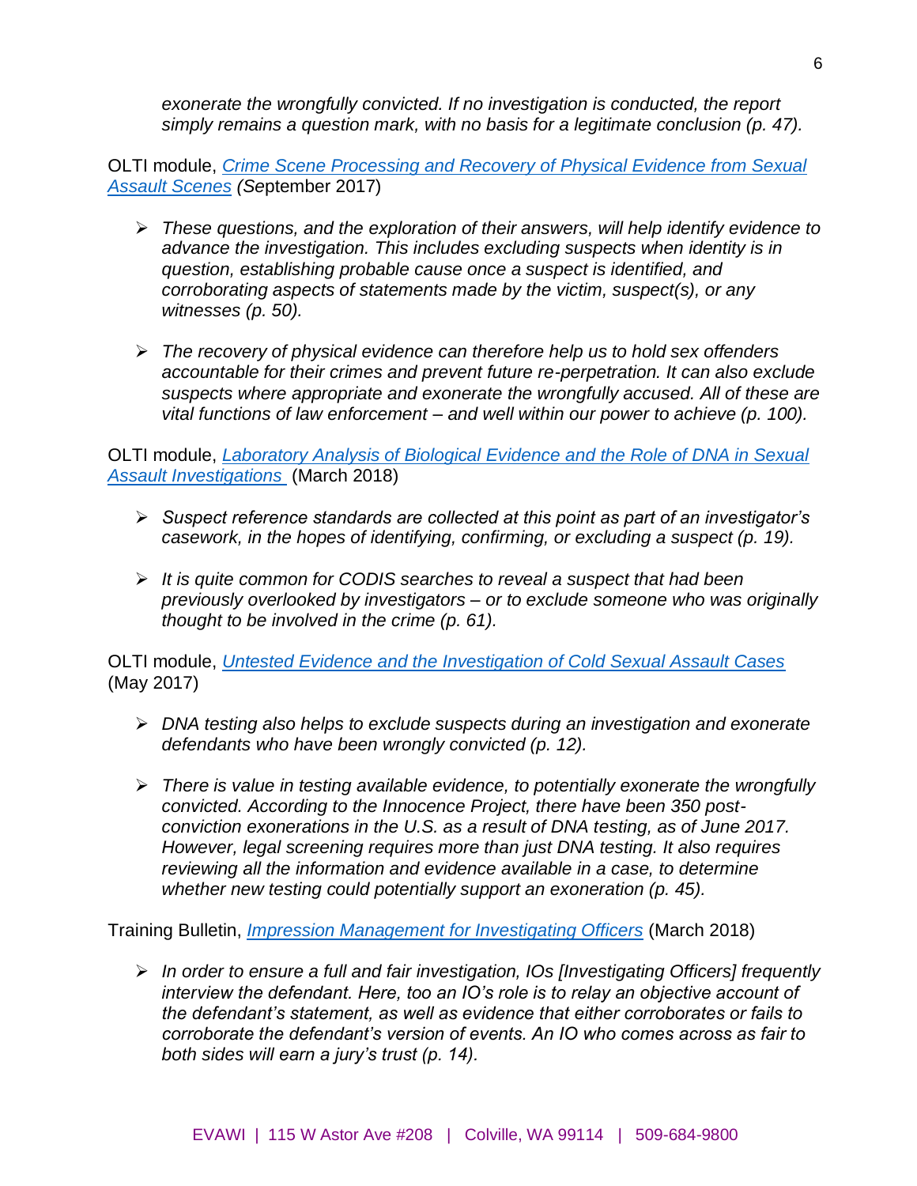*exonerate the wrongfully convicted. If no investigation is conducted, the report simply remains a question mark, with no basis for a legitimate conclusion (p. 47).*

OLTI module, *Crime Scene Processing and Recovery of Physical Evidence from Sexual Assault Scenes* (September 2017)

- *These questions, and the exploration of their answers, will help identify evidence to advance the investigation. This includes excluding suspects when identity is in question, establishing probable cause once a suspect is identified, and corroborating aspects of statements made by the victim, suspect(s), or any witnesses (p. 50).*

- *The recovery of physical evidence can therefore help us to hold sex offenders accountable for their crimes and prevent future re-perpetration. It can also exclude suspects where appropriate and exonerate the wrongfully accused. All of these are vital functions of law enforcement – and well within our power to achieve (p. 100).*

OLTI module, *Laboratory Analysis of Biological Evidence and the Role of DNA in Sexual Assault Investigations* (March 2018)

- *Suspect reference standards are collected at this point as part of an investigator's casework, in the hopes of identifying, confirming, or excluding a suspect (p. 19).*

- *It is quite common for CODIS searches to reveal a suspect that had been previously overlooked by investigators – or to exclude someone who was originally thought to be involved in the crime (p. 61).*

OLTI module, *Untested Evidence and the Investigation of Cold Sexual Assault Cases* (May 2017)

- *DNA testing also helps to exclude suspects during an investigation and exonerate defendants who have been wrongly convicted (p. 12).*

- *There is value in testing available evidence, to potentially exonerate the wrongfully convicted. According to the Innocence Project, there have been 350 post-conviction exonerations in the U.S. as a result of DNA testing, as of June 2017. However, legal screening requires more than just DNA testing. It also requires reviewing all the information and evidence available in a case, to determine whether new testing could potentially support an exoneration (p. 45).*

Training Bulletin, *Impression Management for Investigating Officers* (March 2018)

- *In order to ensure a full and fair investigation, IOs [Investigating Officers] frequently interview the defendant. Here, too an IO's role is to relay an objective account of the defendant's statement, as well as evidence that either corroborates or fails to corroborate the defendant's version of events. An IO who comes across as fair to both sides will earn a jury's trust (p. 14).*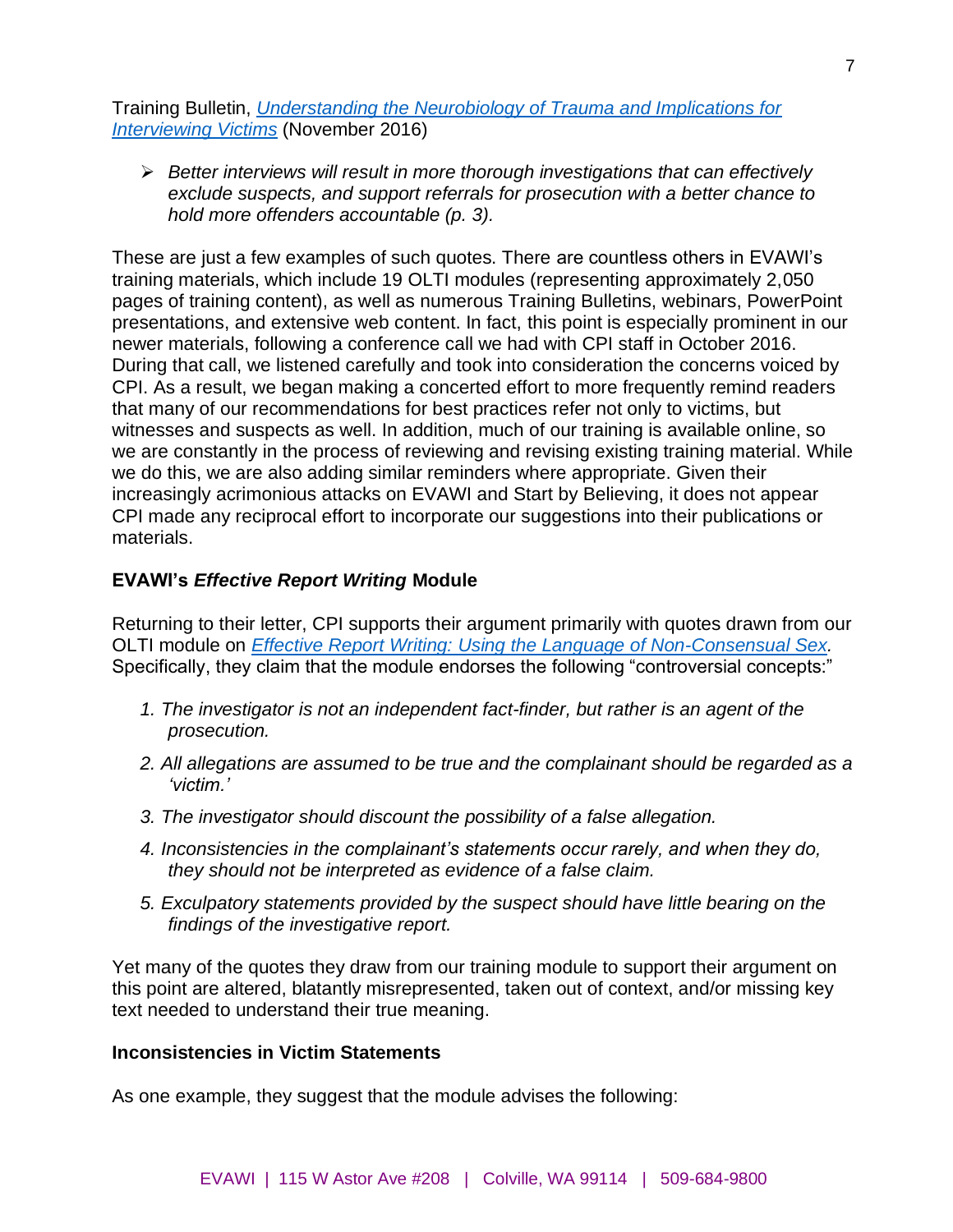Training Bulletin, *Understanding the Neurobiology of Trauma and Implications for Interviewing Victims* (November 2016)

- *Better interviews will result in more thorough investigations that can effectively exclude suspects, and support referrals for prosecution with a better chance to hold more offenders accountable (p. 3).*

These are just a few examples of such quotes. There are countless others in EVAWI's training materials, which include 19 OLTI modules (representing approximately 2,050 pages of training content), as well as numerous Training Bulletins, webinars, PowerPoint presentations, and extensive web content. In fact, this point is especially prominent in our newer materials, following a conference call we had with CPI staff in October 2016. During that call, we listened carefully and took into consideration the concerns voiced by CPI. As a result, we began making a concerted effort to more frequently remind readers that many of our recommendations for best practices refer not only to victims, but witnesses and suspects as well. In addition, much of our training is available online, so we are constantly in the process of reviewing and revising existing training material. While we do this, we are also adding similar reminders where appropriate. Given their increasingly acrimonious attacks on EVAWI and Start by Believing, it does not appear CPI made any reciprocal effort to incorporate our suggestions into their publications or materials.

### EVAWI's *Effective Report Writing* Module

Returning to their letter, CPI supports their argument primarily with quotes drawn from our OLTI module on *Effective Report Writing: Using the Language of Non-Consensual Sex.* Specifically, they claim that the module endorses the following "controversial concepts:"

1. *The investigator is not an independent fact-finder, but rather is an agent of the prosecution.*
2. *All allegations are assumed to be true and the complainant should be regarded as a 'victim.'*
3. *The investigator should discount the possibility of a false allegation.*
4. *Inconsistencies in the complainant's statements occur rarely, and when they do, they should not be interpreted as evidence of a false claim.*
5. *Exculpatory statements provided by the suspect should have little bearing on the findings of the investigative report.*

Yet many of the quotes they draw from our training module to support their argument on this point are altered, blatantly misrepresented, taken out of context, and/or missing key text needed to understand their true meaning.

### Inconsistencies in Victim Statements

As one example, they suggest that the module advises the following: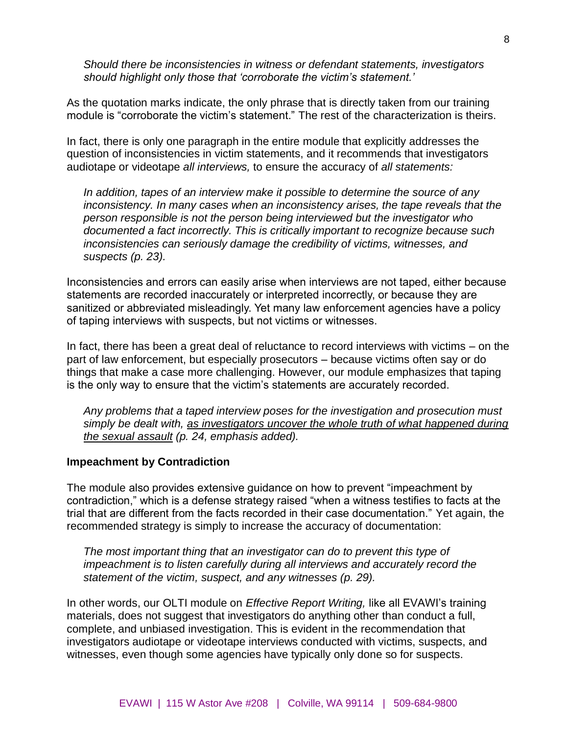*Should there be inconsistencies in witness or defendant statements, investigators should highlight only those that 'corroborate the victim's statement.'*

As the quotation marks indicate, the only phrase that is directly taken from our training module is "corroborate the victim's statement." The rest of the characterization is theirs.

In fact, there is only one paragraph in the entire module that explicitly addresses the question of inconsistencies in victim statements, and it recommends that investigators audiotape or videotape *all interviews,* to ensure the accuracy of *all statements:*

> *In addition, tapes of an interview make it possible to determine the source of any inconsistency. In many cases when an inconsistency arises, the tape reveals that the person responsible is not the person being interviewed but the investigator who documented a fact incorrectly. This is critically important to recognize because such inconsistencies can seriously damage the credibility of victims, witnesses, and suspects (p. 23).*

Inconsistencies and errors can easily arise when interviews are not taped, either because statements are recorded inaccurately or interpreted incorrectly, or because they are sanitized or abbreviated misleadingly. Yet many law enforcement agencies have a policy of taping interviews with suspects, but not victims or witnesses.

In fact, there has been a great deal of reluctance to record interviews with victims – on the part of law enforcement, but especially prosecutors – because victims often say or do things that make a case more challenging. However, our module emphasizes that taping is the only way to ensure that the victim's statements are accurately recorded.

> *Any problems that a taped interview poses for the investigation and prosecution must simply be dealt with, <u>as investigators uncover the whole truth of what happened during the sexual assault</u> (p. 24, emphasis added).*

**Impeachment by Contradiction**

The module also provides extensive guidance on how to prevent "impeachment by contradiction," which is a defense strategy raised "when a witness testifies to facts at the trial that are different from the facts recorded in their case documentation." Yet again, the recommended strategy is simply to increase the accuracy of documentation:

> *The most important thing that an investigator can do to prevent this type of impeachment is to listen carefully during all interviews and accurately record the statement of the victim, suspect, and any witnesses (p. 29).*

In other words, our OLTI module on *Effective Report Writing,* like all EVAWI's training materials, does not suggest that investigators do anything other than conduct a full, complete, and unbiased investigation. This is evident in the recommendation that investigators audiotape or videotape interviews conducted with victims, suspects, and witnesses, even though some agencies have typically only done so for suspects.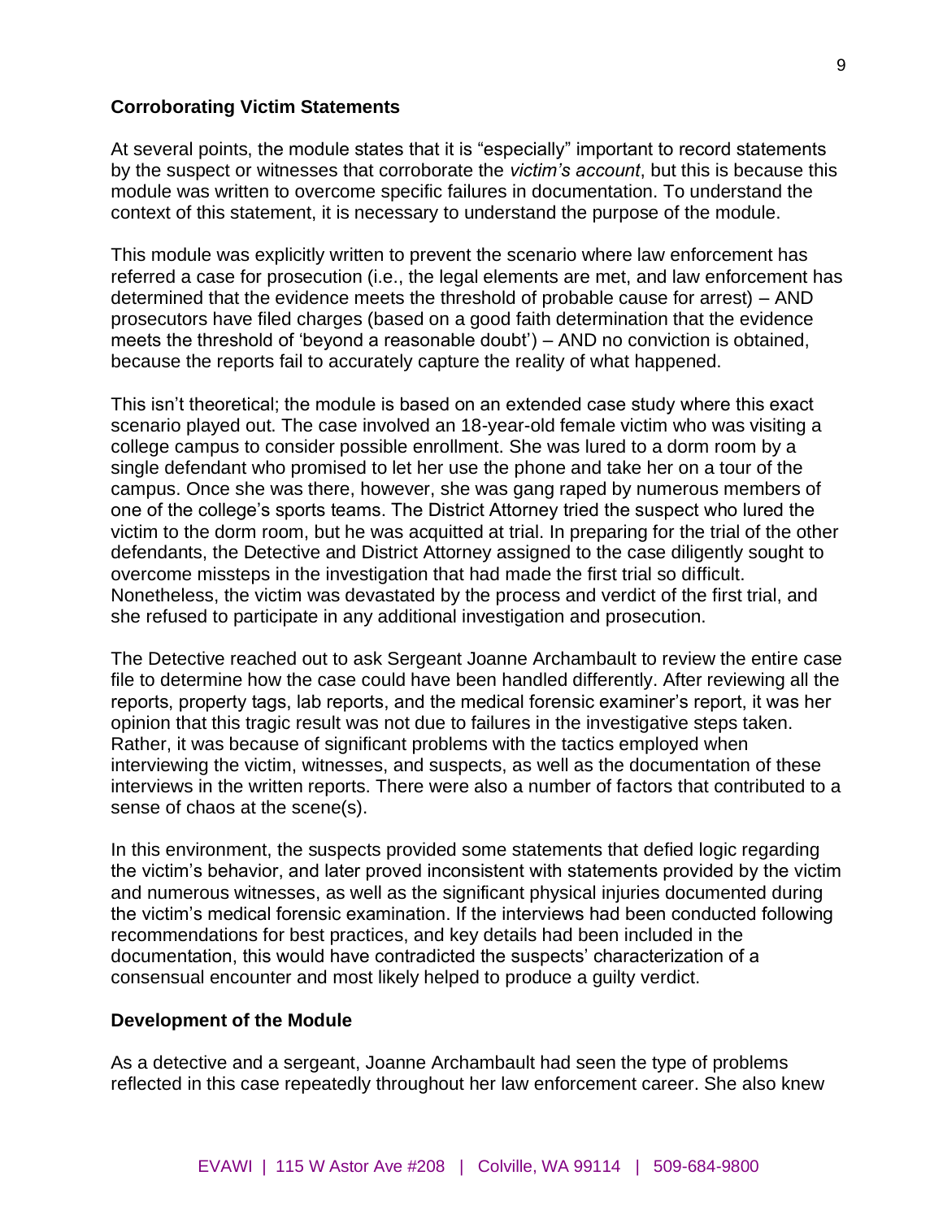### Corroborating Victim Statements

At several points, the module states that it is "especially" important to record statements by the suspect or witnesses that corroborate the *victim's account*, but this is because this module was written to overcome specific failures in documentation. To understand the context of this statement, it is necessary to understand the purpose of the module.

This module was explicitly written to prevent the scenario where law enforcement has referred a case for prosecution (i.e., the legal elements are met, and law enforcement has determined that the evidence meets the threshold of probable cause for arrest) – AND prosecutors have filed charges (based on a good faith determination that the evidence meets the threshold of 'beyond a reasonable doubt') – AND no conviction is obtained, because the reports fail to accurately capture the reality of what happened.

This isn't theoretical; the module is based on an extended case study where this exact scenario played out. The case involved an 18-year-old female victim who was visiting a college campus to consider possible enrollment. She was lured to a dorm room by a single defendant who promised to let her use the phone and take her on a tour of the campus. Once she was there, however, she was gang raped by numerous members of one of the college's sports teams. The District Attorney tried the suspect who lured the victim to the dorm room, but he was acquitted at trial. In preparing for the trial of the other defendants, the Detective and District Attorney assigned to the case diligently sought to overcome missteps in the investigation that had made the first trial so difficult. Nonetheless, the victim was devastated by the process and verdict of the first trial, and she refused to participate in any additional investigation and prosecution.

The Detective reached out to ask Sergeant Joanne Archambault to review the entire case file to determine how the case could have been handled differently. After reviewing all the reports, property tags, lab reports, and the medical forensic examiner's report, it was her opinion that this tragic result was not due to failures in the investigative steps taken. Rather, it was because of significant problems with the tactics employed when interviewing the victim, witnesses, and suspects, as well as the documentation of these interviews in the written reports. There were also a number of factors that contributed to a sense of chaos at the scene(s).

In this environment, the suspects provided some statements that defied logic regarding the victim's behavior, and later proved inconsistent with statements provided by the victim and numerous witnesses, as well as the significant physical injuries documented during the victim's medical forensic examination. If the interviews had been conducted following recommendations for best practices, and key details had been included in the documentation, this would have contradicted the suspects' characterization of a consensual encounter and most likely helped to produce a guilty verdict.

### Development of the Module

As a detective and a sergeant, Joanne Archambault had seen the type of problems reflected in this case repeatedly throughout her law enforcement career. She also knew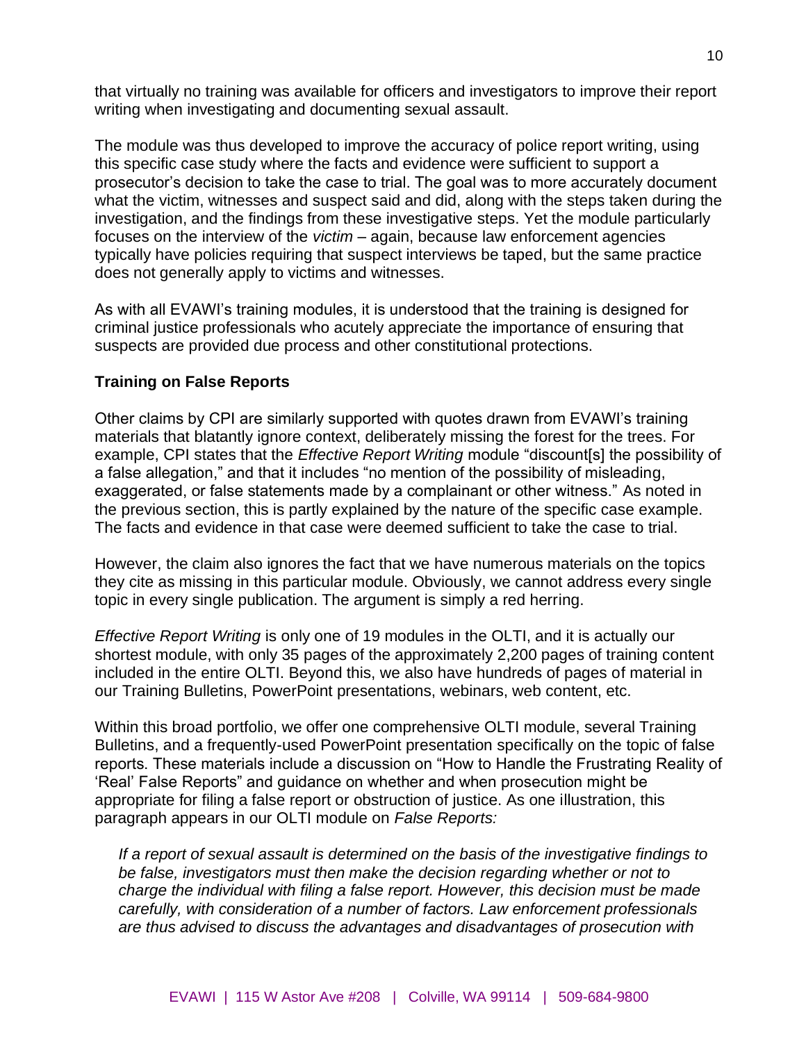that virtually no training was available for officers and investigators to improve their report writing when investigating and documenting sexual assault.

The module was thus developed to improve the accuracy of police report writing, using this specific case study where the facts and evidence were sufficient to support a prosecutor's decision to take the case to trial. The goal was to more accurately document what the victim, witnesses and suspect said and did, along with the steps taken during the investigation, and the findings from these investigative steps. Yet the module particularly focuses on the interview of the *victim* – again, because law enforcement agencies typically have policies requiring that suspect interviews be taped, but the same practice does not generally apply to victims and witnesses.

As with all EVAWI's training modules, it is understood that the training is designed for criminal justice professionals who acutely appreciate the importance of ensuring that suspects are provided due process and other constitutional protections.

### Training on False Reports

Other claims by CPI are similarly supported with quotes drawn from EVAWI's training materials that blatantly ignore context, deliberately missing the forest for the trees. For example, CPI states that the *Effective Report Writing* module "discount[s] the possibility of a false allegation," and that it includes "no mention of the possibility of misleading, exaggerated, or false statements made by a complainant or other witness." As noted in the previous section, this is partly explained by the nature of the specific case example. The facts and evidence in that case were deemed sufficient to take the case to trial.

However, the claim also ignores the fact that we have numerous materials on the topics they cite as missing in this particular module. Obviously, we cannot address every single topic in every single publication. The argument is simply a red herring.

*Effective Report Writing* is only one of 19 modules in the OLTI, and it is actually our shortest module, with only 35 pages of the approximately 2,200 pages of training content included in the entire OLTI. Beyond this, we also have hundreds of pages of material in our Training Bulletins, PowerPoint presentations, webinars, web content, etc.

Within this broad portfolio, we offer one comprehensive OLTI module, several Training Bulletins, and a frequently-used PowerPoint presentation specifically on the topic of false reports. These materials include a discussion on "How to Handle the Frustrating Reality of 'Real' False Reports" and guidance on whether and when prosecution might be appropriate for filing a false report or obstruction of justice. As one illustration, this paragraph appears in our OLTI module on *False Reports:*

> *If a report of sexual assault is determined on the basis of the investigative findings to be false, investigators must then make the decision regarding whether or not to charge the individual with filing a false report. However, this decision must be made carefully, with consideration of a number of factors. Law enforcement professionals are thus advised to discuss the advantages and disadvantages of prosecution with*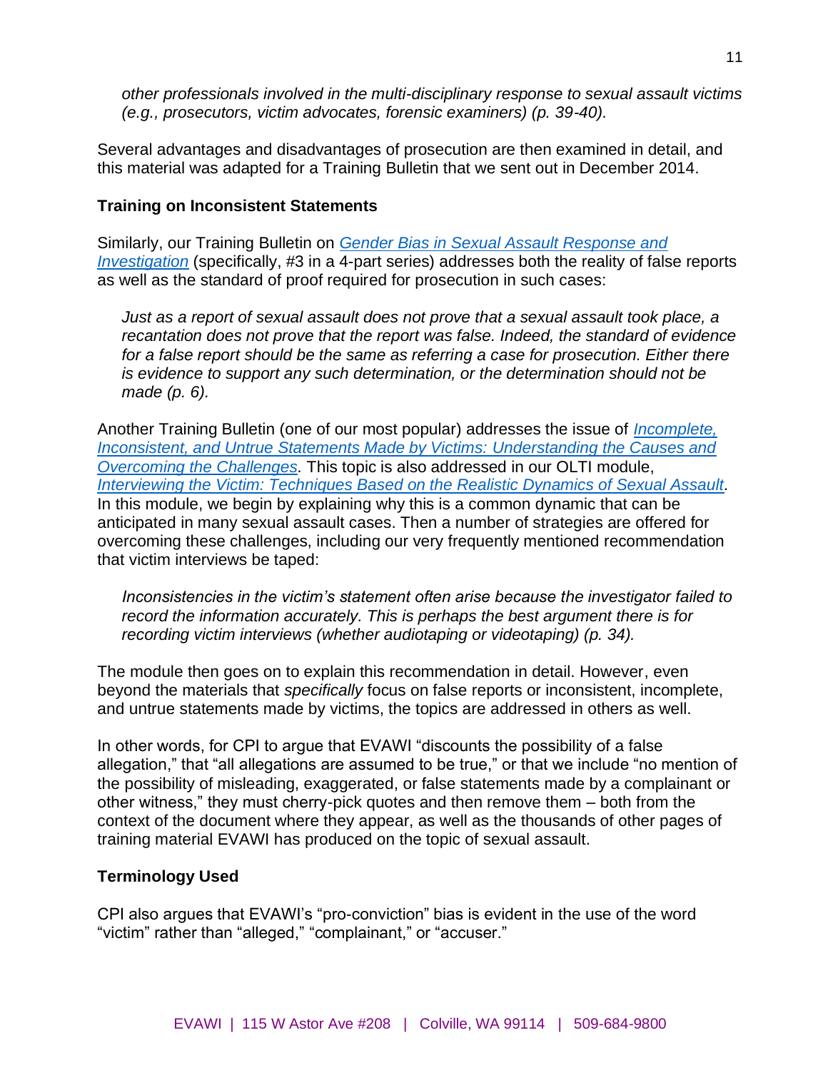*other professionals involved in the multi-disciplinary response to sexual assault victims (e.g., prosecutors, victim advocates, forensic examiners) (p. 39-40).*

Several advantages and disadvantages of prosecution are then examined in detail, and this material was adapted for a Training Bulletin that we sent out in December 2014.

### Training on Inconsistent Statements

Similarly, our Training Bulletin on *Gender Bias in Sexual Assault Response and Investigation* (specifically, #3 in a 4-part series) addresses both the reality of false reports as well as the standard of proof required for prosecution in such cases:

> *Just as a report of sexual assault does not prove that a sexual assault took place, a recantation does not prove that the report was false. Indeed, the standard of evidence for a false report should be the same as referring a case for prosecution. Either there is evidence to support any such determination, or the determination should not be made (p. 6).*

Another Training Bulletin (one of our most popular) addresses the issue of *Incomplete, Inconsistent, and Untrue Statements Made by Victims: Understanding the Causes and Overcoming the Challenges.* This topic is also addressed in our OLTI module, *Interviewing the Victim: Techniques Based on the Realistic Dynamics of Sexual Assault*. In this module, we begin by explaining why this is a common dynamic that can be anticipated in many sexual assault cases. Then a number of strategies are offered for overcoming these challenges, including our very frequently mentioned recommendation that victim interviews be taped:

> *Inconsistencies in the victim's statement often arise because the investigator failed to record the information accurately. This is perhaps the best argument there is for recording victim interviews (whether audiotaping or videotaping) (p. 34).*

The module then goes on to explain this recommendation in detail. However, even beyond the materials that *specifically* focus on false reports or inconsistent, incomplete, and untrue statements made by victims, the topics are addressed in others as well.

In other words, for CPI to argue that EVAWI "discounts the possibility of a false allegation," that "all allegations are assumed to be true," or that we include "no mention of the possibility of misleading, exaggerated, or false statements made by a complainant or other witness," they must cherry-pick quotes and then remove them – both from the context of the document where they appear, as well as the thousands of other pages of training material EVAWI has produced on the topic of sexual assault.

### Terminology Used

CPI also argues that EVAWI's "pro-conviction" bias is evident in the use of the word "victim" rather than "alleged," "complainant," or "accuser."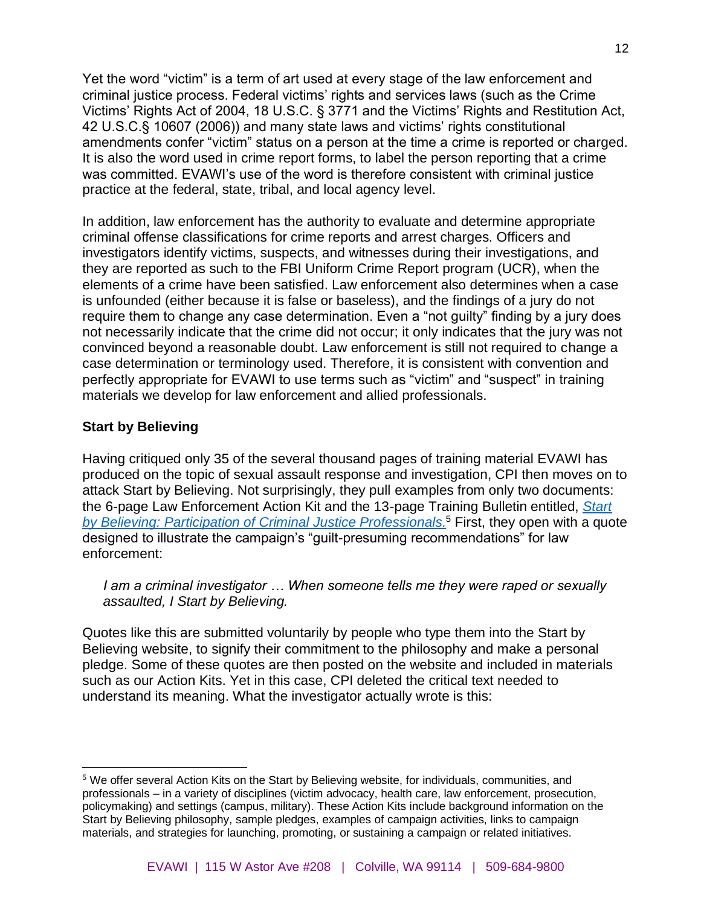Yet the word "victim" is a term of art used at every stage of the law enforcement and criminal justice process. Federal victims' rights and services laws (such as the Crime Victims' Rights Act of 2004, 18 U.S.C. § 3771 and the Victims' Rights and Restitution Act, 42 U.S.C.§ 10607 (2006)) and many state laws and victims' rights constitutional amendments confer "victim" status on a person at the time a crime is reported or charged. It is also the word used in crime report forms, to label the person reporting that a crime was committed. EVAWI's use of the word is therefore consistent with criminal justice practice at the federal, state, tribal, and local agency level.

In addition, law enforcement has the authority to evaluate and determine appropriate criminal offense classifications for crime reports and arrest charges. Officers and investigators identify victims, suspects, and witnesses during their investigations, and they are reported as such to the FBI Uniform Crime Report program (UCR), when the elements of a crime have been satisfied. Law enforcement also determines when a case is unfounded (either because it is false or baseless), and the findings of a jury do not require them to change any case determination. Even a "not guilty" finding by a jury does not necessarily indicate that the crime did not occur; it only indicates that the jury was not convinced beyond a reasonable doubt. Law enforcement is still not required to change a case determination or terminology used. Therefore, it is consistent with convention and perfectly appropriate for EVAWI to use terms such as "victim" and "suspect" in training materials we develop for law enforcement and allied professionals.

**Start by Believing**

Having critiqued only 35 of the several thousand pages of training material EVAWI has produced on the topic of sexual assault response and investigation, CPI then moves on to attack Start by Believing. Not surprisingly, they pull examples from only two documents: the 6-page Law Enforcement Action Kit and the 13-page Training Bulletin entitled, *Start by Believing: Participation of Criminal Justice Professionals.*[5] First, they open with a quote designed to illustrate the campaign's "guilt-presuming recommendations" for law enforcement:

> *I am a criminal investigator … When someone tells me they were raped or sexually assaulted, I Start by Believing.*

Quotes like this are submitted voluntarily by people who type them into the Start by Believing website, to signify their commitment to the philosophy and make a personal pledge. Some of these quotes are then posted on the website and included in materials such as our Action Kits. Yet in this case, CPI deleted the critical text needed to understand its meaning. What the investigator actually wrote is this:

---

[5] We offer several Action Kits on the Start by Believing website, for individuals, communities, and professionals – in a variety of disciplines (victim advocacy, health care, law enforcement, prosecution, policymaking) and settings (campus, military). These Action Kits include background information on the Start by Believing philosophy, sample pledges, examples of campaign activities, links to campaign materials, and strategies for launching, promoting, or sustaining a campaign or related initiatives.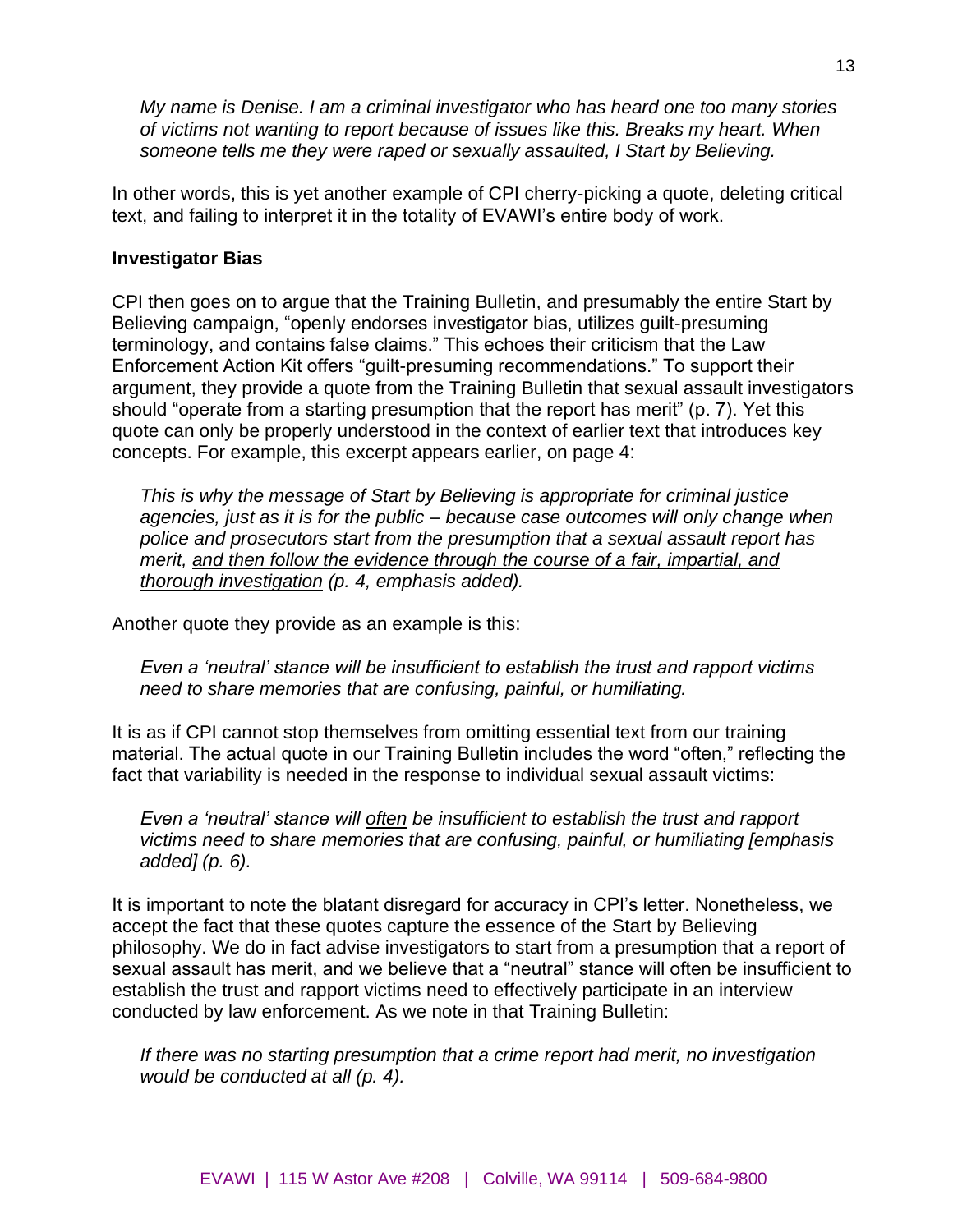*My name is Denise. I am a criminal investigator who has heard one too many stories of victims not wanting to report because of issues like this. Breaks my heart. When someone tells me they were raped or sexually assaulted, I Start by Believing.*

In other words, this is yet another example of CPI cherry-picking a quote, deleting critical text, and failing to interpret it in the totality of EVAWI's entire body of work.

### Investigator Bias

CPI then goes on to argue that the Training Bulletin, and presumably the entire Start by Believing campaign, "openly endorses investigator bias, utilizes guilt-presuming terminology, and contains false claims." This echoes their criticism that the Law Enforcement Action Kit offers "guilt-presuming recommendations." To support their argument, they provide a quote from the Training Bulletin that sexual assault investigators should "operate from a starting presumption that the report has merit" (p. 7). Yet this quote can only be properly understood in the context of earlier text that introduces key concepts. For example, this excerpt appears earlier, on page 4:

> *This is why the message of Start by Believing is appropriate for criminal justice agencies, just as it is for the public – because case outcomes will only change when police and prosecutors start from the presumption that a sexual assault report has merit, <u>and then follow the evidence through the course of a fair, impartial, and thorough investigation</u> (p. 4, emphasis added).*

Another quote they provide as an example is this:

> *Even a 'neutral' stance will be insufficient to establish the trust and rapport victims need to share memories that are confusing, painful, or humiliating.*

It is as if CPI cannot stop themselves from omitting essential text from our training material. The actual quote in our Training Bulletin includes the word "often," reflecting the fact that variability is needed in the response to individual sexual assault victims:

> *Even a 'neutral' stance will <u>often</u> be insufficient to establish the trust and rapport victims need to share memories that are confusing, painful, or humiliating [emphasis added] (p. 6).*

It is important to note the blatant disregard for accuracy in CPI's letter. Nonetheless, we accept the fact that these quotes capture the essence of the Start by Believing philosophy. We do in fact advise investigators to start from a presumption that a report of sexual assault has merit, and we believe that a "neutral" stance will often be insufficient to establish the trust and rapport victims need to effectively participate in an interview conducted by law enforcement. As we note in that Training Bulletin:

> *If there was no starting presumption that a crime report had merit, no investigation would be conducted at all (p. 4).*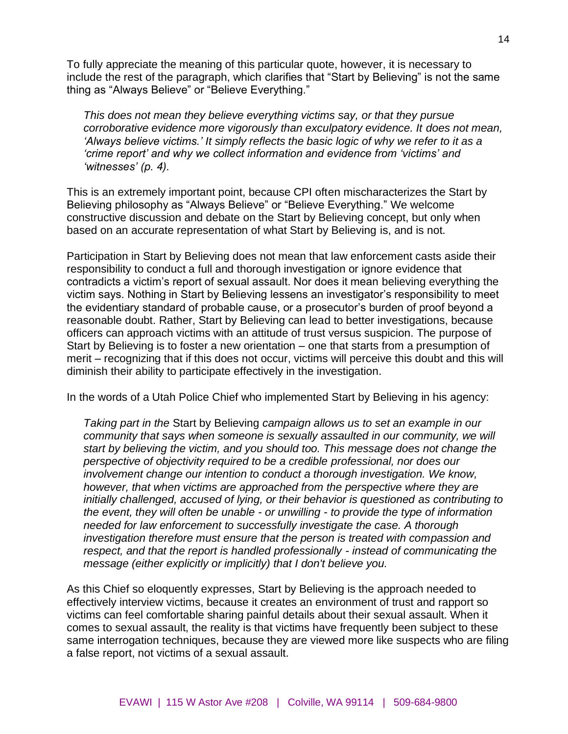To fully appreciate the meaning of this particular quote, however, it is necessary to include the rest of the paragraph, which clarifies that "Start by Believing" is not the same thing as "Always Believe" or "Believe Everything."

> *This does not mean they believe everything victims say, or that they pursue corroborative evidence more vigorously than exculpatory evidence. It does not mean, 'Always believe victims.' It simply reflects the basic logic of why we refer to it as a 'crime report' and why we collect information and evidence from 'victims' and 'witnesses' (p. 4).*

This is an extremely important point, because CPI often mischaracterizes the Start by Believing philosophy as "Always Believe" or "Believe Everything." We welcome constructive discussion and debate on the Start by Believing concept, but only when based on an accurate representation of what Start by Believing is, and is not.

Participation in Start by Believing does not mean that law enforcement casts aside their responsibility to conduct a full and thorough investigation or ignore evidence that contradicts a victim's report of sexual assault. Nor does it mean believing everything the victim says. Nothing in Start by Believing lessens an investigator's responsibility to meet the evidentiary standard of probable cause, or a prosecutor's burden of proof beyond a reasonable doubt. Rather, Start by Believing can lead to better investigations, because officers can approach victims with an attitude of trust versus suspicion. The purpose of Start by Believing is to foster a new orientation – one that starts from a presumption of merit – recognizing that if this does not occur, victims will perceive this doubt and this will diminish their ability to participate effectively in the investigation.

In the words of a Utah Police Chief who implemented Start by Believing in his agency:

> *Taking part in the* Start by Believing *campaign allows us to set an example in our community that says when someone is sexually assaulted in our community, we will start by believing the victim, and you should too. This message does not change the perspective of objectivity required to be a credible professional, nor does our involvement change our intention to conduct a thorough investigation. We know, however, that when victims are approached from the perspective where they are initially challenged, accused of lying, or their behavior is questioned as contributing to the event, they will often be unable - or unwilling - to provide the type of information needed for law enforcement to successfully investigate the case. A thorough investigation therefore must ensure that the person is treated with compassion and respect, and that the report is handled professionally - instead of communicating the message (either explicitly or implicitly) that I don't believe you.*

As this Chief so eloquently expresses, Start by Believing is the approach needed to effectively interview victims, because it creates an environment of trust and rapport so victims can feel comfortable sharing painful details about their sexual assault. When it comes to sexual assault, the reality is that victims have frequently been subject to these same interrogation techniques, because they are viewed more like suspects who are filing a false report, not victims of a sexual assault.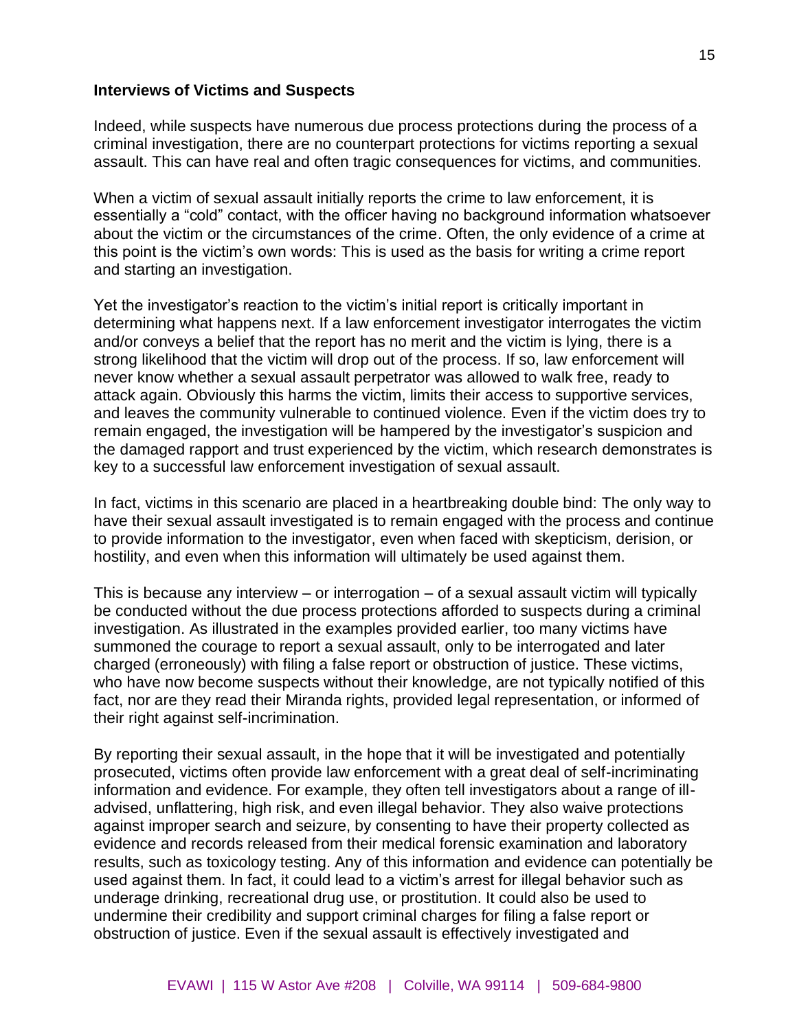**Interviews of Victims and Suspects**

Indeed, while suspects have numerous due process protections during the process of a criminal investigation, there are no counterpart protections for victims reporting a sexual assault. This can have real and often tragic consequences for victims, and communities.

When a victim of sexual assault initially reports the crime to law enforcement, it is essentially a "cold" contact, with the officer having no background information whatsoever about the victim or the circumstances of the crime. Often, the only evidence of a crime at this point is the victim's own words: This is used as the basis for writing a crime report and starting an investigation.

Yet the investigator's reaction to the victim's initial report is critically important in determining what happens next. If a law enforcement investigator interrogates the victim and/or conveys a belief that the report has no merit and the victim is lying, there is a strong likelihood that the victim will drop out of the process. If so, law enforcement will never know whether a sexual assault perpetrator was allowed to walk free, ready to attack again. Obviously this harms the victim, limits their access to supportive services, and leaves the community vulnerable to continued violence. Even if the victim does try to remain engaged, the investigation will be hampered by the investigator's suspicion and the damaged rapport and trust experienced by the victim, which research demonstrates is key to a successful law enforcement investigation of sexual assault.

In fact, victims in this scenario are placed in a heartbreaking double bind: The only way to have their sexual assault investigated is to remain engaged with the process and continue to provide information to the investigator, even when faced with skepticism, derision, or hostility, and even when this information will ultimately be used against them.

This is because any interview – or interrogation – of a sexual assault victim will typically be conducted without the due process protections afforded to suspects during a criminal investigation. As illustrated in the examples provided earlier, too many victims have summoned the courage to report a sexual assault, only to be interrogated and later charged (erroneously) with filing a false report or obstruction of justice. These victims, who have now become suspects without their knowledge, are not typically notified of this fact, nor are they read their Miranda rights, provided legal representation, or informed of their right against self-incrimination.

By reporting their sexual assault, in the hope that it will be investigated and potentially prosecuted, victims often provide law enforcement with a great deal of self-incriminating information and evidence. For example, they often tell investigators about a range of ill-advised, unflattering, high risk, and even illegal behavior. They also waive protections against improper search and seizure, by consenting to have their property collected as evidence and records released from their medical forensic examination and laboratory results, such as toxicology testing. Any of this information and evidence can potentially be used against them. In fact, it could lead to a victim's arrest for illegal behavior such as underage drinking, recreational drug use, or prostitution. It could also be used to undermine their credibility and support criminal charges for filing a false report or obstruction of justice. Even if the sexual assault is effectively investigated and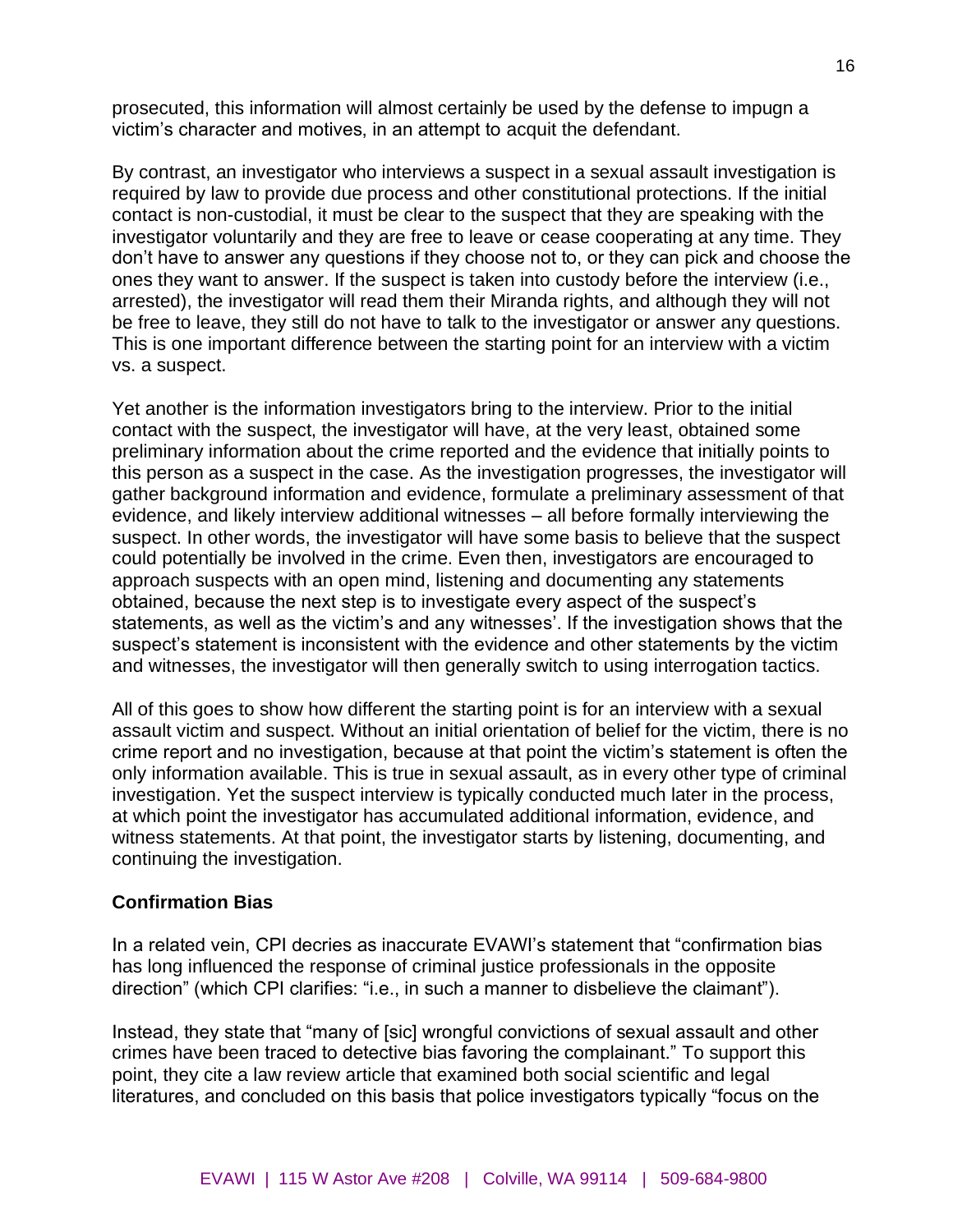prosecuted, this information will almost certainly be used by the defense to impugn a victim's character and motives, in an attempt to acquit the defendant.

By contrast, an investigator who interviews a suspect in a sexual assault investigation is required by law to provide due process and other constitutional protections. If the initial contact is non-custodial, it must be clear to the suspect that they are speaking with the investigator voluntarily and they are free to leave or cease cooperating at any time. They don't have to answer any questions if they choose not to, or they can pick and choose the ones they want to answer. If the suspect is taken into custody before the interview (i.e., arrested), the investigator will read them their Miranda rights, and although they will not be free to leave, they still do not have to talk to the investigator or answer any questions. This is one important difference between the starting point for an interview with a victim vs. a suspect.

Yet another is the information investigators bring to the interview. Prior to the initial contact with the suspect, the investigator will have, at the very least, obtained some preliminary information about the crime reported and the evidence that initially points to this person as a suspect in the case. As the investigation progresses, the investigator will gather background information and evidence, formulate a preliminary assessment of that evidence, and likely interview additional witnesses – all before formally interviewing the suspect. In other words, the investigator will have some basis to believe that the suspect could potentially be involved in the crime. Even then, investigators are encouraged to approach suspects with an open mind, listening and documenting any statements obtained, because the next step is to investigate every aspect of the suspect's statements, as well as the victim's and any witnesses'. If the investigation shows that the suspect's statement is inconsistent with the evidence and other statements by the victim and witnesses, the investigator will then generally switch to using interrogation tactics.

All of this goes to show how different the starting point is for an interview with a sexual assault victim and suspect. Without an initial orientation of belief for the victim, there is no crime report and no investigation, because at that point the victim's statement is often the only information available. This is true in sexual assault, as in every other type of criminal investigation. Yet the suspect interview is typically conducted much later in the process, at which point the investigator has accumulated additional information, evidence, and witness statements. At that point, the investigator starts by listening, documenting, and continuing the investigation.

### Confirmation Bias

In a related vein, CPI decries as inaccurate EVAWI's statement that "confirmation bias has long influenced the response of criminal justice professionals in the opposite direction" (which CPI clarifies: "i.e., in such a manner to disbelieve the claimant").

Instead, they state that "many of [sic] wrongful convictions of sexual assault and other crimes have been traced to detective bias favoring the complainant." To support this point, they cite a law review article that examined both social scientific and legal literatures, and concluded on this basis that police investigators typically "focus on the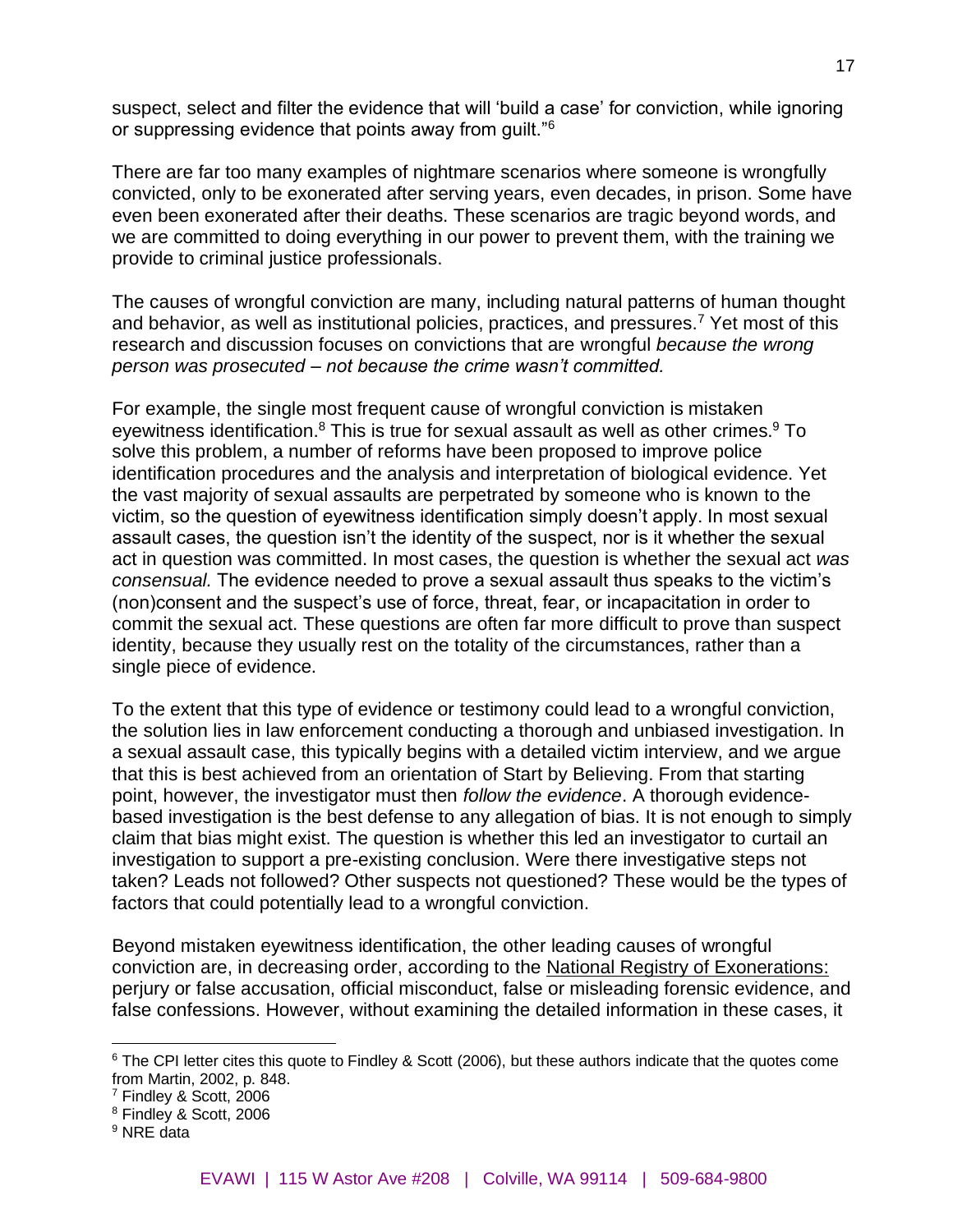suspect, select and filter the evidence that will 'build a case' for conviction, while ignoring or suppressing evidence that points away from guilt."[6]

There are far too many examples of nightmare scenarios where someone is wrongfully convicted, only to be exonerated after serving years, even decades, in prison. Some have even been exonerated after their deaths. These scenarios are tragic beyond words, and we are committed to doing everything in our power to prevent them, with the training we provide to criminal justice professionals.

The causes of wrongful conviction are many, including natural patterns of human thought and behavior, as well as institutional policies, practices, and pressures.[7] Yet most of this research and discussion focuses on convictions that are wrongful *because the wrong person was prosecuted – not because the crime wasn't committed.*

For example, the single most frequent cause of wrongful conviction is mistaken eyewitness identification.[8] This is true for sexual assault as well as other crimes.[9] To solve this problem, a number of reforms have been proposed to improve police identification procedures and the analysis and interpretation of biological evidence. Yet the vast majority of sexual assaults are perpetrated by someone who is known to the victim, so the question of eyewitness identification simply doesn't apply. In most sexual assault cases, the question isn't the identity of the suspect, nor is it whether the sexual act in question was committed. In most cases, the question is whether the sexual act *was consensual.* The evidence needed to prove a sexual assault thus speaks to the victim's (non)consent and the suspect's use of force, threat, fear, or incapacitation in order to commit the sexual act. These questions are often far more difficult to prove than suspect identity, because they usually rest on the totality of the circumstances, rather than a single piece of evidence.

To the extent that this type of evidence or testimony could lead to a wrongful conviction, the solution lies in law enforcement conducting a thorough and unbiased investigation. In a sexual assault case, this typically begins with a detailed victim interview, and we argue that this is best achieved from an orientation of Start by Believing. From that starting point, however, the investigator must then *follow the evidence*. A thorough evidence-based investigation is the best defense to any allegation of bias. It is not enough to simply claim that bias might exist. The question is whether this led an investigator to curtail an investigation to support a pre-existing conclusion. Were there investigative steps not taken? Leads not followed? Other suspects not questioned? These would be the types of factors that could potentially lead to a wrongful conviction.

Beyond mistaken eyewitness identification, the other leading causes of wrongful conviction are, in decreasing order, according to the National Registry of Exonerations: perjury or false accusation, official misconduct, false or misleading forensic evidence, and false confessions. However, without examining the detailed information in these cases, it

---

[6] The CPI letter cites this quote to Findley & Scott (2006), but these authors indicate that the quotes come from Martin, 2002, p. 848.

[7] Findley & Scott, 2006

[8] Findley & Scott, 2006

[9] NRE data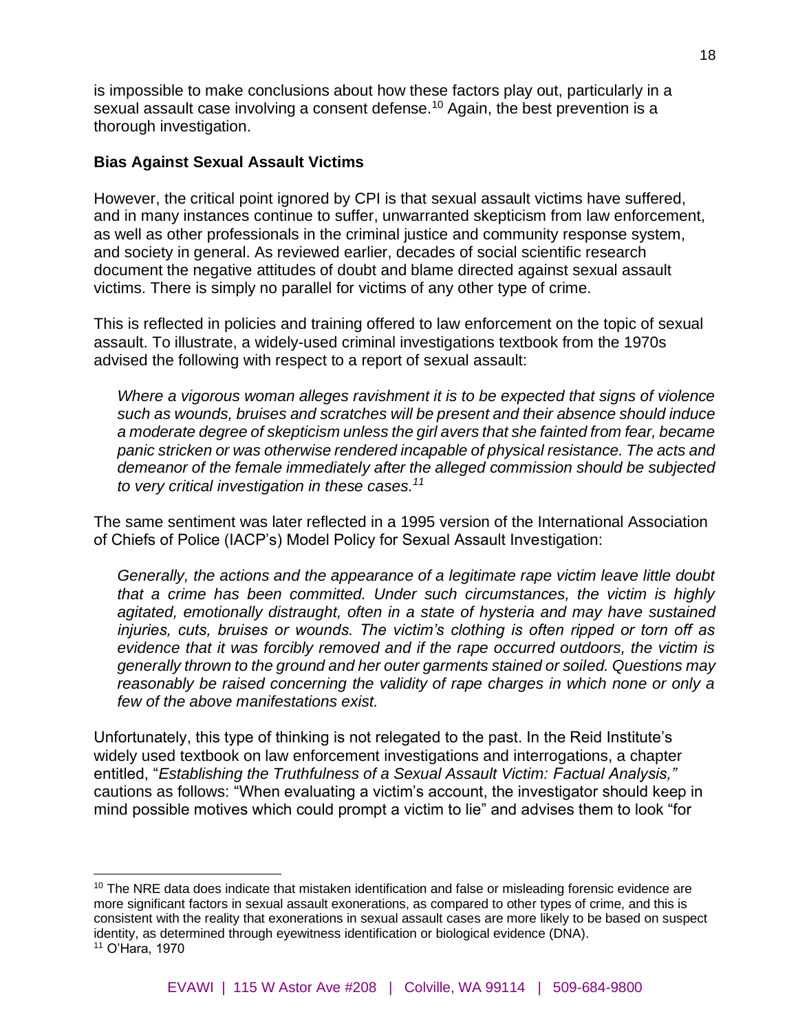is impossible to make conclusions about how these factors play out, particularly in a sexual assault case involving a consent defense.[10] Again, the best prevention is a thorough investigation.

**Bias Against Sexual Assault Victims**

However, the critical point ignored by CPI is that sexual assault victims have suffered, and in many instances continue to suffer, unwarranted skepticism from law enforcement, as well as other professionals in the criminal justice and community response system, and society in general. As reviewed earlier, decades of social scientific research document the negative attitudes of doubt and blame directed against sexual assault victims. There is simply no parallel for victims of any other type of crime.

This is reflected in policies and training offered to law enforcement on the topic of sexual assault. To illustrate, a widely-used criminal investigations textbook from the 1970s advised the following with respect to a report of sexual assault:

> *Where a vigorous woman alleges ravishment it is to be expected that signs of violence such as wounds, bruises and scratches will be present and their absence should induce a moderate degree of skepticism unless the girl avers that she fainted from fear, became panic stricken or was otherwise rendered incapable of physical resistance. The acts and demeanor of the female immediately after the alleged commission should be subjected to very critical investigation in these cases.*[11]

The same sentiment was later reflected in a 1995 version of the International Association of Chiefs of Police (IACP's) Model Policy for Sexual Assault Investigation:

> *Generally, the actions and the appearance of a legitimate rape victim leave little doubt that a crime has been committed. Under such circumstances, the victim is highly agitated, emotionally distraught, often in a state of hysteria and may have sustained injuries, cuts, bruises or wounds. The victim's clothing is often ripped or torn off as evidence that it was forcibly removed and if the rape occurred outdoors, the victim is generally thrown to the ground and her outer garments stained or soiled. Questions may reasonably be raised concerning the validity of rape charges in which none or only a few of the above manifestations exist.*

Unfortunately, this type of thinking is not relegated to the past. In the Reid Institute's widely used textbook on law enforcement investigations and interrogations, a chapter entitled, "*Establishing the Truthfulness of a Sexual Assault Victim: Factual Analysis,"* cautions as follows: "When evaluating a victim's account, the investigator should keep in mind possible motives which could prompt a victim to lie" and advises them to look "for

---

[10] The NRE data does indicate that mistaken identification and false or misleading forensic evidence are more significant factors in sexual assault exonerations, as compared to other types of crime, and this is consistent with the reality that exonerations in sexual assault cases are more likely to be based on suspect identity, as determined through eyewitness identification or biological evidence (DNA).

[11] O'Hara, 1970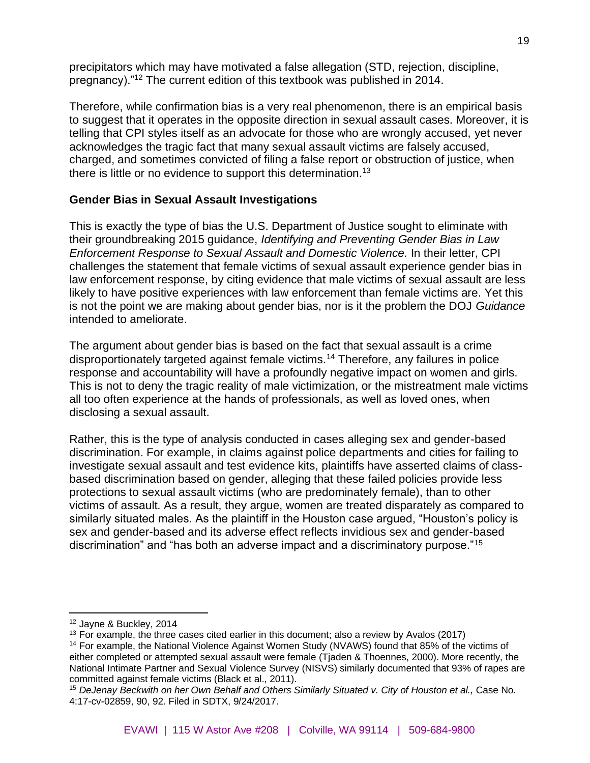precipitators which may have motivated a false allegation (STD, rejection, discipline, pregnancy)."[12] The current edition of this textbook was published in 2014.

Therefore, while confirmation bias is a very real phenomenon, there is an empirical basis to suggest that it operates in the opposite direction in sexual assault cases. Moreover, it is telling that CPI styles itself as an advocate for those who are wrongly accused, yet never acknowledges the tragic fact that many sexual assault victims are falsely accused, charged, and sometimes convicted of filing a false report or obstruction of justice, when there is little or no evidence to support this determination.[13]

**Gender Bias in Sexual Assault Investigations**

This is exactly the type of bias the U.S. Department of Justice sought to eliminate with their groundbreaking 2015 guidance, *Identifying and Preventing Gender Bias in Law Enforcement Response to Sexual Assault and Domestic Violence.* In their letter, CPI challenges the statement that female victims of sexual assault experience gender bias in law enforcement response, by citing evidence that male victims of sexual assault are less likely to have positive experiences with law enforcement than female victims are. Yet this is not the point we are making about gender bias, nor is it the problem the DOJ *Guidance* intended to ameliorate.

The argument about gender bias is based on the fact that sexual assault is a crime disproportionately targeted against female victims.[14] Therefore, any failures in police response and accountability will have a profoundly negative impact on women and girls. This is not to deny the tragic reality of male victimization, or the mistreatment male victims all too often experience at the hands of professionals, as well as loved ones, when disclosing a sexual assault.

Rather, this is the type of analysis conducted in cases alleging sex and gender-based discrimination. For example, in claims against police departments and cities for failing to investigate sexual assault and test evidence kits, plaintiffs have asserted claims of class-based discrimination based on gender, alleging that these failed policies provide less protections to sexual assault victims (who are predominately female), than to other victims of assault. As a result, they argue, women are treated disparately as compared to similarly situated males. As the plaintiff in the Houston case argued, "Houston's policy is sex and gender-based and its adverse effect reflects invidious sex and gender-based discrimination" and "has both an adverse impact and a discriminatory purpose."[15]

---

[12] Jayne & Buckley, 2014

[13] For example, the three cases cited earlier in this document; also a review by Avalos (2017)

[14] For example, the National Violence Against Women Study (NVAWS) found that 85% of the victims of either completed or attempted sexual assault were female (Tjaden & Thoennes, 2000). More recently, the National Intimate Partner and Sexual Violence Survey (NISVS) similarly documented that 93% of rapes are committed against female victims (Black et al., 2011).

[15] *DeJenay Beckwith on her Own Behalf and Others Similarly Situated v. City of Houston et al.,* Case No. 4:17-cv-02859, 90, 92. Filed in SDTX, 9/24/2017.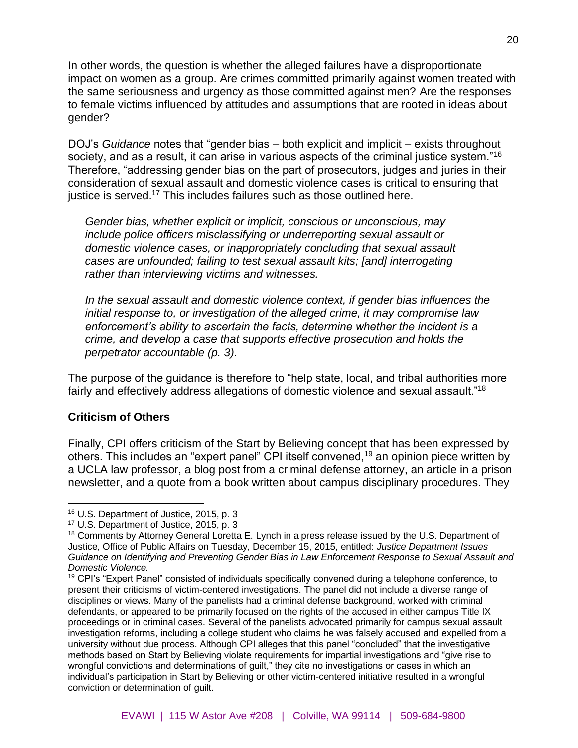In other words, the question is whether the alleged failures have a disproportionate impact on women as a group. Are crimes committed primarily against women treated with the same seriousness and urgency as those committed against men? Are the responses to female victims influenced by attitudes and assumptions that are rooted in ideas about gender?

DOJ's *Guidance* notes that "gender bias – both explicit and implicit – exists throughout society, and as a result, it can arise in various aspects of the criminal justice system."[16] Therefore, "addressing gender bias on the part of prosecutors, judges and juries in their consideration of sexual assault and domestic violence cases is critical to ensuring that justice is served.[17] This includes failures such as those outlined here.

> *Gender bias, whether explicit or implicit, conscious or unconscious, may include police officers misclassifying or underreporting sexual assault or domestic violence cases, or inappropriately concluding that sexual assault cases are unfounded; failing to test sexual assault kits; [and] interrogating rather than interviewing victims and witnesses.*
>
> *In the sexual assault and domestic violence context, if gender bias influences the initial response to, or investigation of the alleged crime, it may compromise law enforcement's ability to ascertain the facts, determine whether the incident is a crime, and develop a case that supports effective prosecution and holds the perpetrator accountable (p. 3).*

The purpose of the guidance is therefore to "help state, local, and tribal authorities more fairly and effectively address allegations of domestic violence and sexual assault."[18]

### Criticism of Others

Finally, CPI offers criticism of the Start by Believing concept that has been expressed by others. This includes an "expert panel" CPI itself convened,[19] an opinion piece written by a UCLA law professor, a blog post from a criminal defense attorney, an article in a prison newsletter, and a quote from a book written about campus disciplinary procedures. They

---

[16] U.S. Department of Justice, 2015, p. 3

[17] U.S. Department of Justice, 2015, p. 3

[18] Comments by Attorney General Loretta E. Lynch in a press release issued by the U.S. Department of Justice, Office of Public Affairs on Tuesday, December 15, 2015, entitled: *Justice Department Issues Guidance on Identifying and Preventing Gender Bias in Law Enforcement Response to Sexual Assault and Domestic Violence.*

[19] CPI's "Expert Panel" consisted of individuals specifically convened during a telephone conference, to present their criticisms of victim-centered investigations. The panel did not include a diverse range of disciplines or views. Many of the panelists had a criminal defense background, worked with criminal defendants, or appeared to be primarily focused on the rights of the accused in either campus Title IX proceedings or in criminal cases. Several of the panelists advocated primarily for campus sexual assault investigation reforms, including a college student who claims he was falsely accused and expelled from a university without due process. Although CPI alleges that this panel "concluded" that the investigative methods based on Start by Believing violate requirements for impartial investigations and "give rise to wrongful convictions and determinations of guilt," they cite no investigations or cases in which an individual's participation in Start by Believing or other victim-centered initiative resulted in a wrongful conviction or determination of guilt.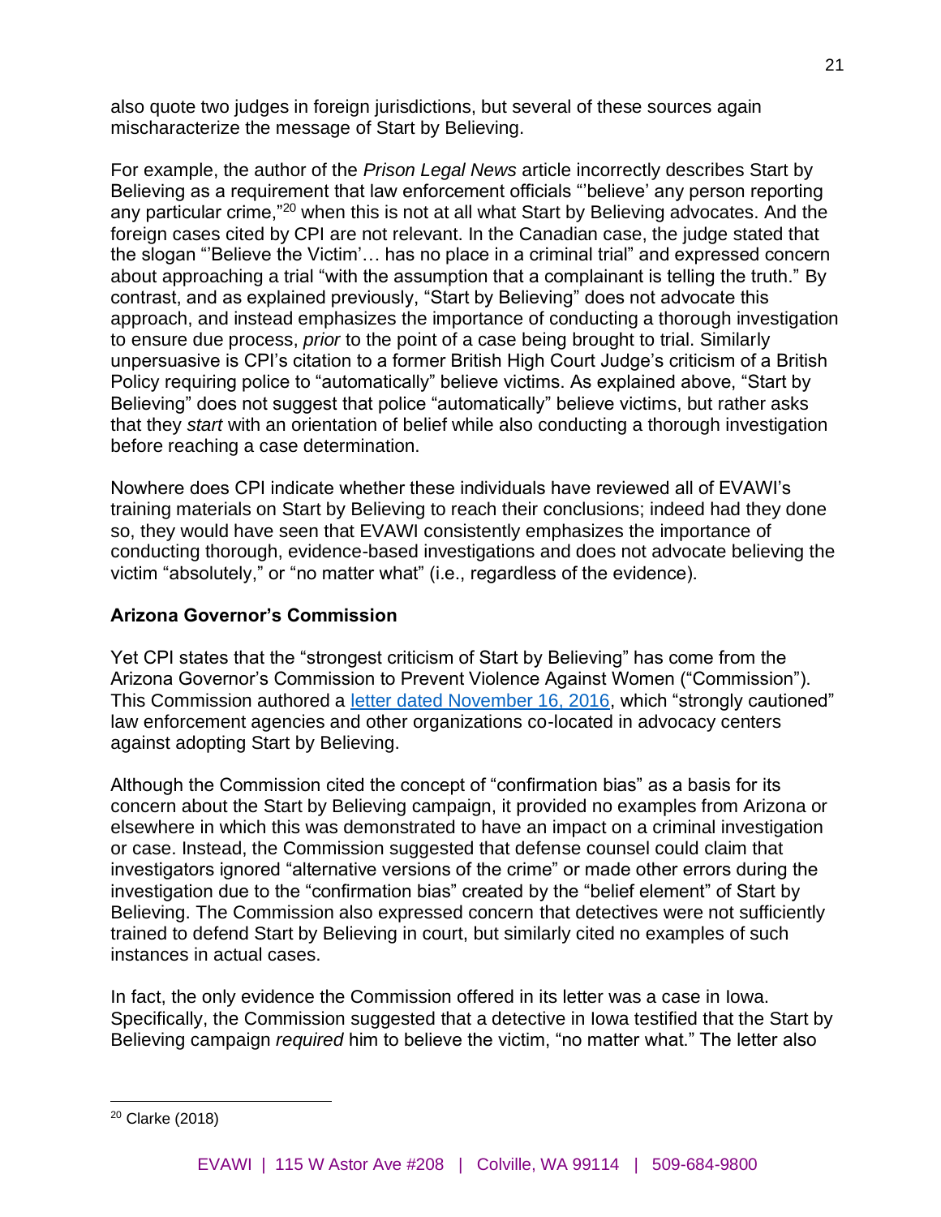also quote two judges in foreign jurisdictions, but several of these sources again mischaracterize the message of Start by Believing.

For example, the author of the *Prison Legal News* article incorrectly describes Start by Believing as a requirement that law enforcement officials "'believe' any person reporting any particular crime,"[20] when this is not at all what Start by Believing advocates. And the foreign cases cited by CPI are not relevant. In the Canadian case, the judge stated that the slogan "'Believe the Victim'… has no place in a criminal trial" and expressed concern about approaching a trial "with the assumption that a complainant is telling the truth." By contrast, and as explained previously, "Start by Believing" does not advocate this approach, and instead emphasizes the importance of conducting a thorough investigation to ensure due process, *prior* to the point of a case being brought to trial. Similarly unpersuasive is CPI's citation to a former British High Court Judge's criticism of a British Policy requiring police to "automatically" believe victims. As explained above, "Start by Believing" does not suggest that police "automatically" believe victims, but rather asks that they *start* with an orientation of belief while also conducting a thorough investigation before reaching a case determination.

Nowhere does CPI indicate whether these individuals have reviewed all of EVAWI's training materials on Start by Believing to reach their conclusions; indeed had they done so, they would have seen that EVAWI consistently emphasizes the importance of conducting thorough, evidence-based investigations and does not advocate believing the victim "absolutely," or "no matter what" (i.e., regardless of the evidence).

### Arizona Governor's Commission

Yet CPI states that the "strongest criticism of Start by Believing" has come from the Arizona Governor's Commission to Prevent Violence Against Women ("Commission"). This Commission authored a letter dated November 16, 2016, which "strongly cautioned" law enforcement agencies and other organizations co-located in advocacy centers against adopting Start by Believing.

Although the Commission cited the concept of "confirmation bias" as a basis for its concern about the Start by Believing campaign, it provided no examples from Arizona or elsewhere in which this was demonstrated to have an impact on a criminal investigation or case. Instead, the Commission suggested that defense counsel could claim that investigators ignored "alternative versions of the crime" or made other errors during the investigation due to the "confirmation bias" created by the "belief element" of Start by Believing. The Commission also expressed concern that detectives were not sufficiently trained to defend Start by Believing in court, but similarly cited no examples of such instances in actual cases.

In fact, the only evidence the Commission offered in its letter was a case in Iowa. Specifically, the Commission suggested that a detective in Iowa testified that the Start by Believing campaign *required* him to believe the victim, "no matter what." The letter also

[20] Clarke (2018)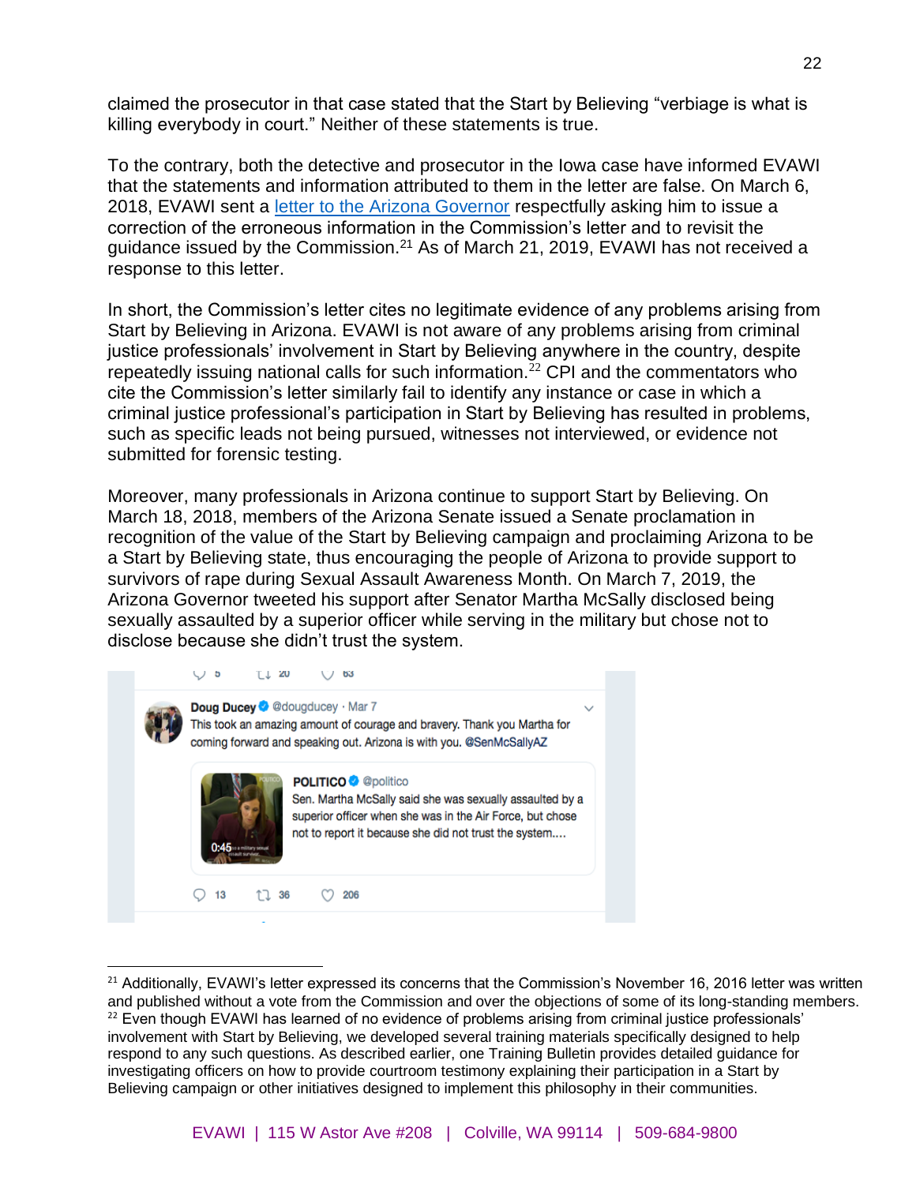claimed the prosecutor in that case stated that the Start by Believing "verbiage is what is killing everybody in court." Neither of these statements is true.

To the contrary, both the detective and prosecutor in the Iowa case have informed EVAWI that the statements and information attributed to them in the letter are false. On March 6, 2018, EVAWI sent a letter to the Arizona Governor respectfully asking him to issue a correction of the erroneous information in the Commission's letter and to revisit the guidance issued by the Commission.[21] As of March 21, 2019, EVAWI has not received a response to this letter.

In short, the Commission's letter cites no legitimate evidence of any problems arising from Start by Believing in Arizona. EVAWI is not aware of any problems arising from criminal justice professionals' involvement in Start by Believing anywhere in the country, despite repeatedly issuing national calls for such information.[22] CPI and the commentators who cite the Commission's letter similarly fail to identify any instance or case in which a criminal justice professional's participation in Start by Believing has resulted in problems, such as specific leads not being pursued, witnesses not interviewed, or evidence not submitted for forensic testing.

Moreover, many professionals in Arizona continue to support Start by Believing. On March 18, 2018, members of the Arizona Senate issued a Senate proclamation in recognition of the value of the Start by Believing campaign and proclaiming Arizona to be a Start by Believing state, thus encouraging the people of Arizona to provide support to survivors of rape during Sexual Assault Awareness Month. On March 7, 2019, the Arizona Governor tweeted his support after Senator Martha McSally disclosed being sexually assaulted by a superior officer while serving in the military but chose not to disclose because she didn't trust the system.

> **Doug Ducey** @dougducey · Mar 7
> This took an amazing amount of courage and bravery. Thank you Martha for coming forward and speaking out. Arizona is with you. @SenMcSallyAZ
>
> > **POLITICO** @politico
> > Sen. Martha McSally said she was sexually assaulted by a superior officer when she was in the Air Force, but chose not to report it because she did not trust the system....
>
> 13 · 36 · 206

---

[21] Additionally, EVAWI's letter expressed its concerns that the Commission's November 16, 2016 letter was written and published without a vote from the Commission and over the objections of some of its long-standing members.

[22] Even though EVAWI has learned of no evidence of problems arising from criminal justice professionals' involvement with Start by Believing, we developed several training materials specifically designed to help respond to any such questions. As described earlier, one Training Bulletin provides detailed guidance for investigating officers on how to provide courtroom testimony explaining their participation in a Start by Believing campaign or other initiatives designed to implement this philosophy in their communities.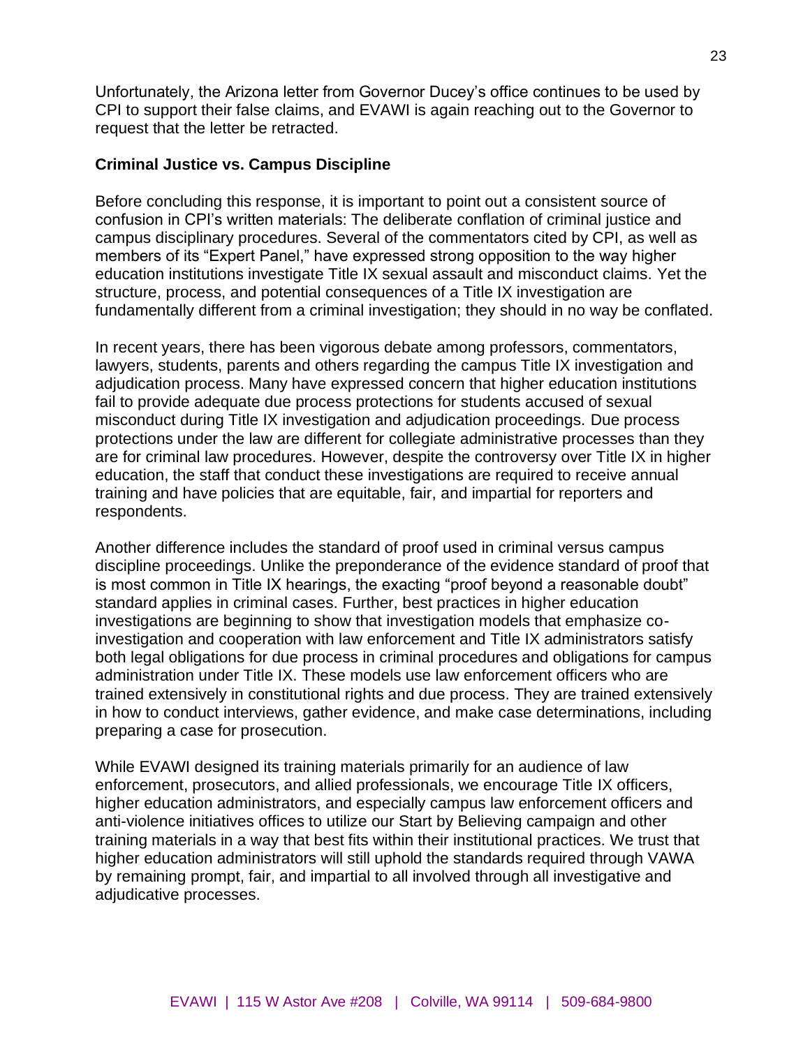Unfortunately, the Arizona letter from Governor Ducey's office continues to be used by CPI to support their false claims, and EVAWI is again reaching out to the Governor to request that the letter be retracted.

**Criminal Justice vs. Campus Discipline**

Before concluding this response, it is important to point out a consistent source of confusion in CPI's written materials: The deliberate conflation of criminal justice and campus disciplinary procedures. Several of the commentators cited by CPI, as well as members of its "Expert Panel," have expressed strong opposition to the way higher education institutions investigate Title IX sexual assault and misconduct claims. Yet the structure, process, and potential consequences of a Title IX investigation are fundamentally different from a criminal investigation; they should in no way be conflated.

In recent years, there has been vigorous debate among professors, commentators, lawyers, students, parents and others regarding the campus Title IX investigation and adjudication process. Many have expressed concern that higher education institutions fail to provide adequate due process protections for students accused of sexual misconduct during Title IX investigation and adjudication proceedings. Due process protections under the law are different for collegiate administrative processes than they are for criminal law procedures. However, despite the controversy over Title IX in higher education, the staff that conduct these investigations are required to receive annual training and have policies that are equitable, fair, and impartial for reporters and respondents.

Another difference includes the standard of proof used in criminal versus campus discipline proceedings. Unlike the preponderance of the evidence standard of proof that is most common in Title IX hearings, the exacting "proof beyond a reasonable doubt" standard applies in criminal cases. Further, best practices in higher education investigations are beginning to show that investigation models that emphasize co-investigation and cooperation with law enforcement and Title IX administrators satisfy both legal obligations for due process in criminal procedures and obligations for campus administration under Title IX. These models use law enforcement officers who are trained extensively in constitutional rights and due process. They are trained extensively in how to conduct interviews, gather evidence, and make case determinations, including preparing a case for prosecution.

While EVAWI designed its training materials primarily for an audience of law enforcement, prosecutors, and allied professionals, we encourage Title IX officers, higher education administrators, and especially campus law enforcement officers and anti-violence initiatives offices to utilize our Start by Believing campaign and other training materials in a way that best fits within their institutional practices. We trust that higher education administrators will still uphold the standards required through VAWA by remaining prompt, fair, and impartial to all involved through all investigative and adjudicative processes.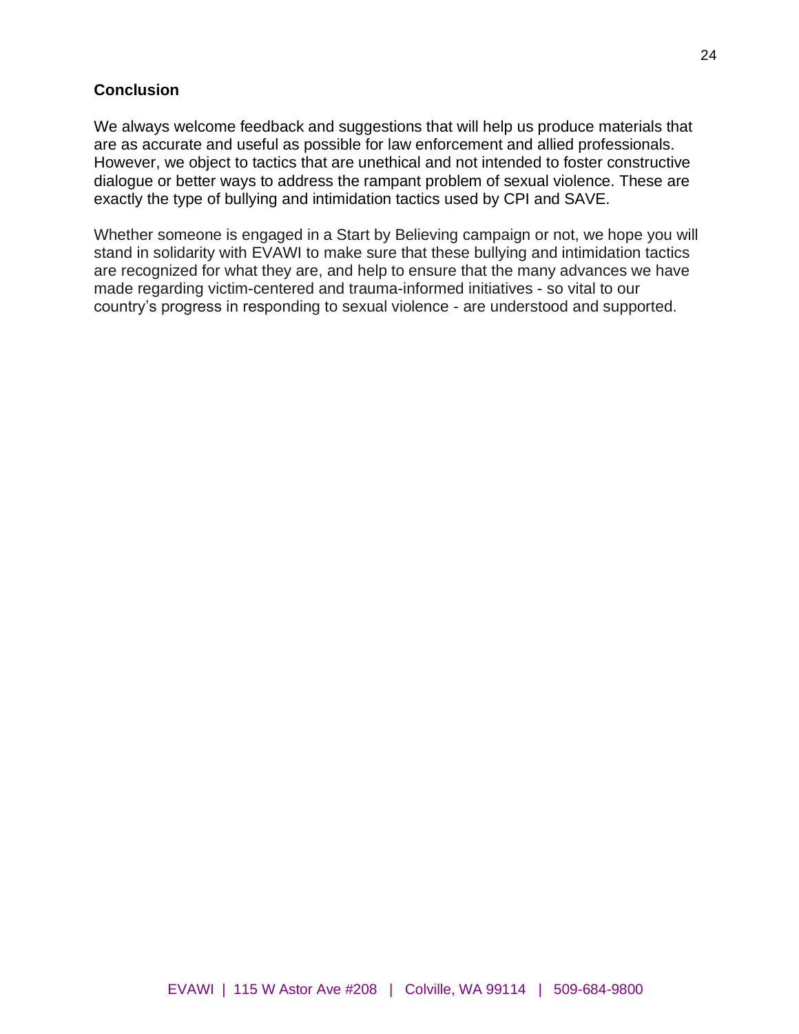## Conclusion

We always welcome feedback and suggestions that will help us produce materials that are as accurate and useful as possible for law enforcement and allied professionals. However, we object to tactics that are unethical and not intended to foster constructive dialogue or better ways to address the rampant problem of sexual violence. These are exactly the type of bullying and intimidation tactics used by CPI and SAVE.

Whether someone is engaged in a Start by Believing campaign or not, we hope you will stand in solidarity with EVAWI to make sure that these bullying and intimidation tactics are recognized for what they are, and help to ensure that the many advances we have made regarding victim-centered and trauma-informed initiatives - so vital to our country's progress in responding to sexual violence - are understood and supported.